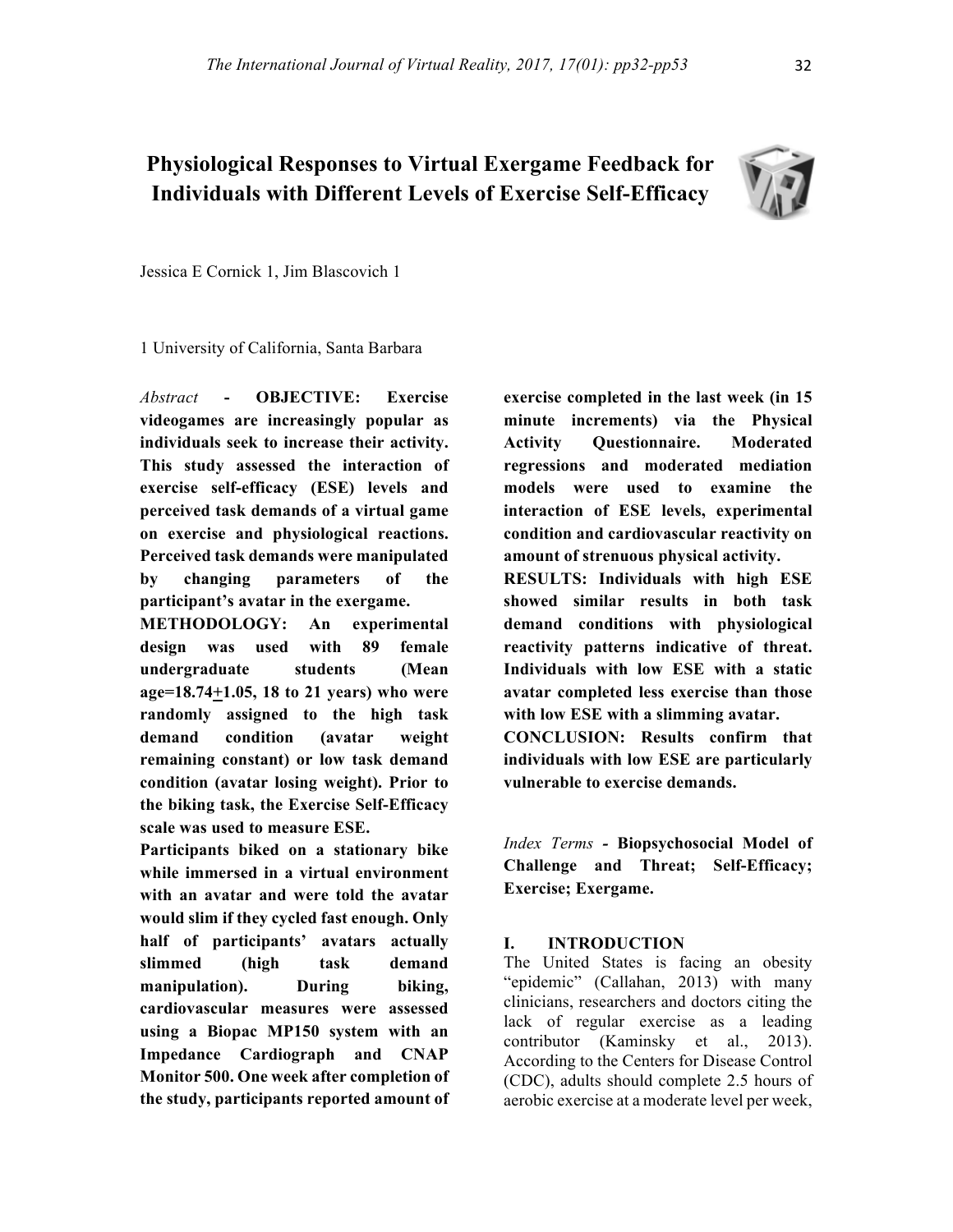# Physiological Responses to Virtual Exergame Feedback for Individuals with Different Levels of Exercise Self-Efficacy

Jessica E Cornick 1, Jim Blascovich 1

1 University of California, Santa Barbara

*Abstract* - **OBJECTIVE: Exercise videogames are increasingly popular as individuals seek to increase their activity. This study assessed the interaction of exercise self-efficacy (ESE) levels and perceived task demands of a virtual game on exercise and physiological reactions. Perceived task demands were manipulated by changing parameters of the participant's avatar in the exergame.**

**METHODOLOGY: An experimental design was used with 89 female undergraduate students (Mean age=18.74±1.05, 18 to 21 years) who were randomly assigned to the high task demand condition (avatar weight remaining constant) or low task demand condition (avatar losing weight). Prior to the biking task, the Exercise Self-Efficacy scale was used to measure ESE.**

**Participants biked on a stationary bike while immersed in a virtual environment with an avatar and were told the avatar would slim if they cycled fast enough. Only half of participants' avatars actually slimmed (high task demand manipulation). During biking, cardiovascular measures were assessed using a Biopac MP150 system with an Impedance Cardiograph and CNAP Monitor 500. One week after completion of the study, participants reported amount of exercise completed in the last week (in 15 minute increments) via the Physical Activity Questionnaire. Moderated regressions and moderated mediation models were used to examine the interaction of ESE levels, experimental condition and cardiovascular reactivity on amount of strenuous physical activity.**

**RESULTS: Individuals with high ESE showed similar results in both task demand conditions with physiological reactivity patterns indicative of threat. Individuals with low ESE with a static avatar completed less exercise than those with low ESE with a slimming avatar.**

**CONCLUSION: Results confirm that individuals with low ESE are particularly vulnerable to exercise demands.**

*Index Terms* - **Biopsychosocial Model of Challenge and Threat; Self-Efficacy; Exercise; Exergame.**

## I. INTRODUCTION

The United States is facing an obesity "epidemic" (Callahan, 2013) with many clinicians, researchers and doctors citing the lack of regular exercise as a leading contributor (Kaminsky et al., 2013). According to the Centers for Disease Control (CDC), adults should complete 2.5 hours of aerobic exercise at a moderate level per week,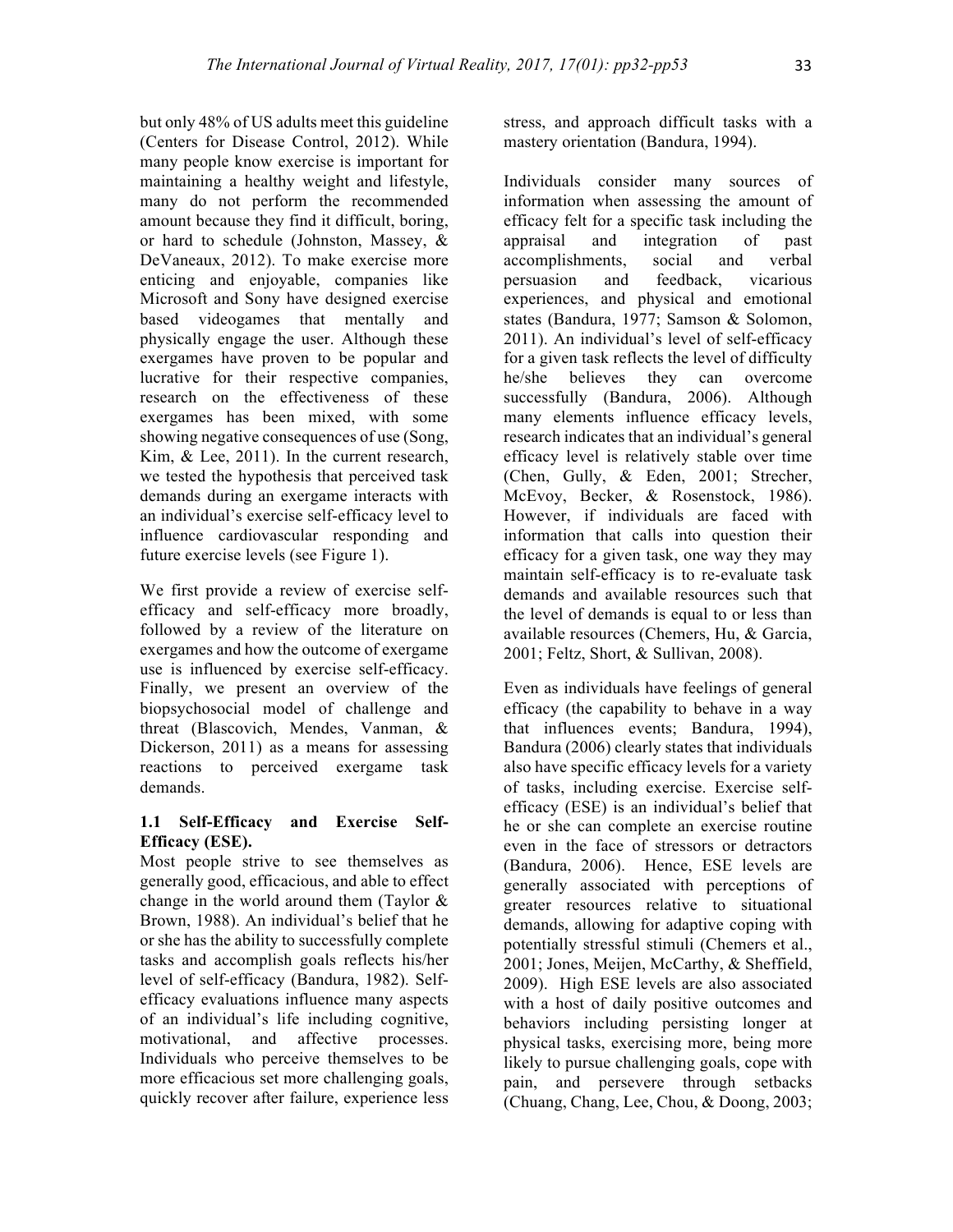but only 48% of US adults meet this guideline (Centers for Disease Control, 2012). While many people know exercise is important for maintaining a healthy weight and lifestyle, many do not perform the recommended amount because they find it difficult, boring, or hard to schedule (Johnston, Massey, & DeVaneaux, 2012). To make exercise more enticing and enjoyable, companies like Microsoft and Sony have designed exercise based videogames that mentally and physically engage the user. Although these exergames have proven to be popular and lucrative for their respective companies, research on the effectiveness of these exergames has been mixed, with some showing negative consequences of use (Song, Kim, & Lee, 2011). In the current research, we tested the hypothesis that perceived task demands during an exergame interacts with an individual's exercise self-efficacy level to influence cardiovascular responding and future exercise levels (see Figure 1).

We first provide a review of exercise self-efficacy and self-efficacy more broadly, followed by a review of the literature on exergames and how the outcome of exergame use is influenced by exercise self-efficacy. Finally, we present an overview of the biopsychosocial model of challenge and threat (Blascovich, Mendes, Vanman, & Dickerson, 2011) as a means for assessing reactions to perceived exergame task demands.

### 1.1 Self-Efficacy and Exercise Self-Efficacy (ESE).

Most people strive to see themselves as generally good, efficacious, and able to effect change in the world around them (Taylor & Brown, 1988). An individual's belief that he or she has the ability to successfully complete tasks and accomplish goals reflects his/her level of self-efficacy (Bandura, 1982). Self-efficacy evaluations influence many aspects of an individual's life including cognitive, motivational, and affective processes. Individuals who perceive themselves to be more efficacious set more challenging goals, quickly recover after failure, experience less stress, and approach difficult tasks with a mastery orientation (Bandura, 1994).

Individuals consider many sources of information when assessing the amount of efficacy felt for a specific task including the appraisal and integration of past accomplishments, social and verbal persuasion and feedback, vicarious experiences, and physical and emotional states (Bandura, 1977; Samson & Solomon, 2011). An individual's level of self-efficacy for a given task reflects the level of difficulty he/she believes they can overcome successfully (Bandura, 2006). Although many elements influence efficacy levels, research indicates that an individual's general efficacy level is relatively stable over time (Chen, Gully, & Eden, 2001; Strecher, McEvoy, Becker, & Rosenstock, 1986). However, if individuals are faced with information that calls into question their efficacy for a given task, one way they may maintain self-efficacy is to re-evaluate task demands and available resources such that the level of demands is equal to or less than available resources (Chemers, Hu, & Garcia, 2001; Feltz, Short, & Sullivan, 2008).

Even as individuals have feelings of general efficacy (the capability to behave in a way that influences events; Bandura, 1994), Bandura (2006) clearly states that individuals also have specific efficacy levels for a variety of tasks, including exercise. Exercise self-efficacy (ESE) is an individual's belief that he or she can complete an exercise routine even in the face of stressors or detractors (Bandura, 2006). Hence, ESE levels are generally associated with perceptions of greater resources relative to situational demands, allowing for adaptive coping with potentially stressful stimuli (Chemers et al., 2001; Jones, Meijen, McCarthy, & Sheffield, 2009). High ESE levels are also associated with a host of daily positive outcomes and behaviors including persisting longer at physical tasks, exercising more, being more likely to pursue challenging goals, cope with pain, and persevere through setbacks (Chuang, Chang, Lee, Chou, & Doong, 2003;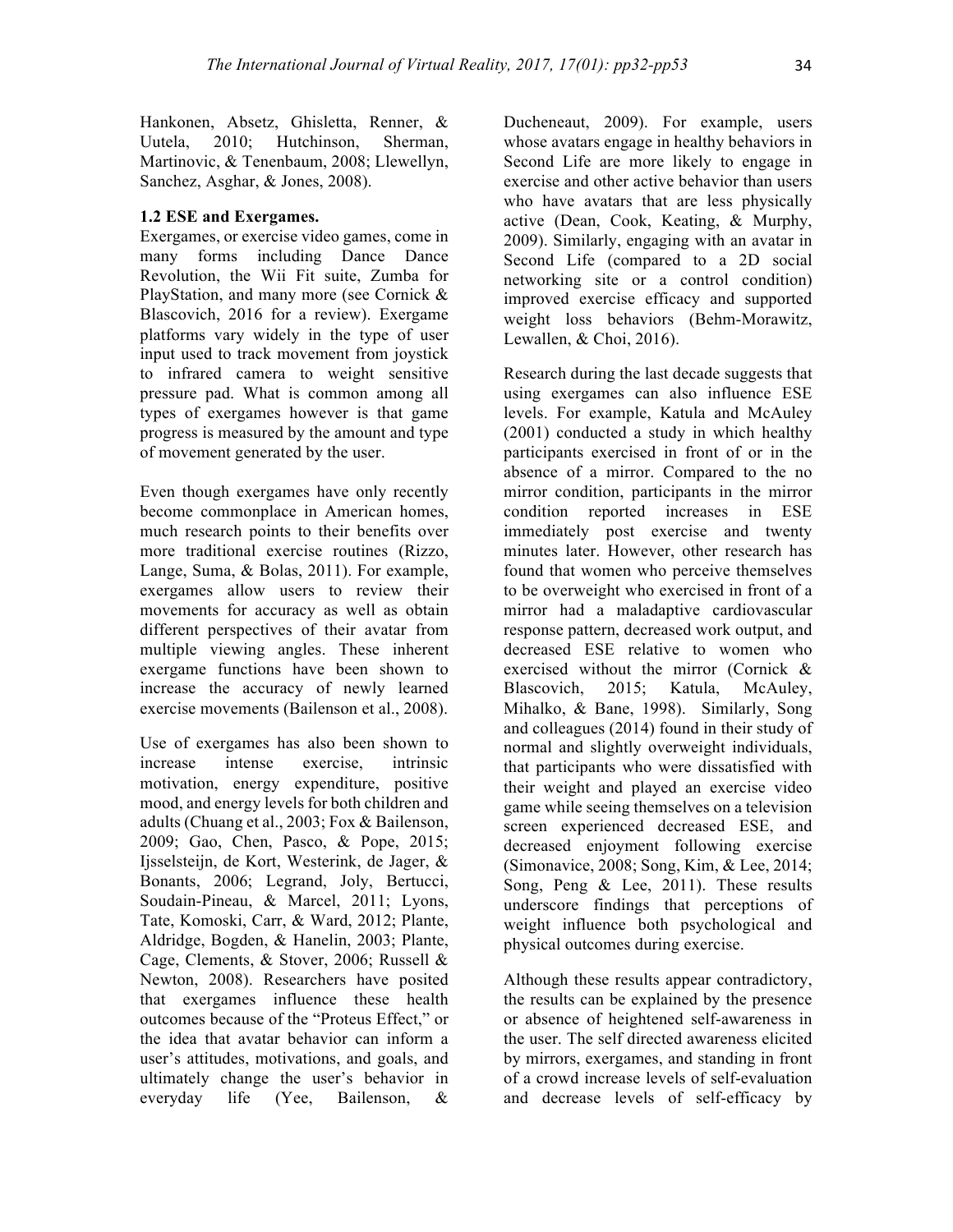Hankonen, Absetz, Ghisletta, Renner, & Uutela, 2010; Hutchinson, Sherman, Martinovic, & Tenenbaum, 2008; Llewellyn, Sanchez, Asghar, & Jones, 2008).

### 1.2 ESE and Exergames.

Exergames, or exercise video games, come in many forms including Dance Dance Revolution, the Wii Fit suite, Zumba for PlayStation, and many more (see Cornick & Blascovich, 2016 for a review). Exergame platforms vary widely in the type of user input used to track movement from joystick to infrared camera to weight sensitive pressure pad. What is common among all types of exergames however is that game progress is measured by the amount and type of movement generated by the user.

Even though exergames have only recently become commonplace in American homes, much research points to their benefits over more traditional exercise routines (Rizzo, Lange, Suma, & Bolas, 2011). For example, exergames allow users to review their movements for accuracy as well as obtain different perspectives of their avatar from multiple viewing angles. These inherent exergame functions have been shown to increase the accuracy of newly learned exercise movements (Bailenson et al., 2008).

Use of exergames has also been shown to increase intense exercise, intrinsic motivation, energy expenditure, positive mood, and energy levels for both children and adults (Chuang et al., 2003; Fox & Bailenson, 2009; Gao, Chen, Pasco, & Pope, 2015; Ijsselsteijn, de Kort, Westerink, de Jager, & Bonants, 2006; Legrand, Joly, Bertucci, Soudain-Pineau, & Marcel, 2011; Lyons, Tate, Komoski, Carr, & Ward, 2012; Plante, Aldridge, Bogden, & Hanelin, 2003; Plante, Cage, Clements, & Stover, 2006; Russell & Newton, 2008). Researchers have posited that exergames influence these health outcomes because of the "Proteus Effect," or the idea that avatar behavior can inform a user's attitudes, motivations, and goals, and ultimately change the user's behavior in everyday life (Yee, Bailenson, & Ducheneaut, 2009). For example, users whose avatars engage in healthy behaviors in Second Life are more likely to engage in exercise and other active behavior than users who have avatars that are less physically active (Dean, Cook, Keating, & Murphy, 2009). Similarly, engaging with an avatar in Second Life (compared to a 2D social networking site or a control condition) improved exercise efficacy and supported weight loss behaviors (Behm-Morawitz, Lewallen, & Choi, 2016).

Research during the last decade suggests that using exergames can also influence ESE levels. For example, Katula and McAuley (2001) conducted a study in which healthy participants exercised in front of or in the absence of a mirror. Compared to the no mirror condition, participants in the mirror condition reported increases in ESE immediately post exercise and twenty minutes later. However, other research has found that women who perceive themselves to be overweight who exercised in front of a mirror had a maladaptive cardiovascular response pattern, decreased work output, and decreased ESE relative to women who exercised without the mirror (Cornick & Blascovich, 2015; Katula, McAuley, Mihalko, & Bane, 1998). Similarly, Song and colleagues (2014) found in their study of normal and slightly overweight individuals, that participants who were dissatisfied with their weight and played an exercise video game while seeing themselves on a television screen experienced decreased ESE, and decreased enjoyment following exercise (Simonavice, 2008; Song, Kim, & Lee, 2014; Song, Peng & Lee, 2011). These results underscore findings that perceptions of weight influence both psychological and physical outcomes during exercise.

Although these results appear contradictory, the results can be explained by the presence or absence of heightened self-awareness in the user. The self directed awareness elicited by mirrors, exergames, and standing in front of a crowd increase levels of self-evaluation and decrease levels of self-efficacy by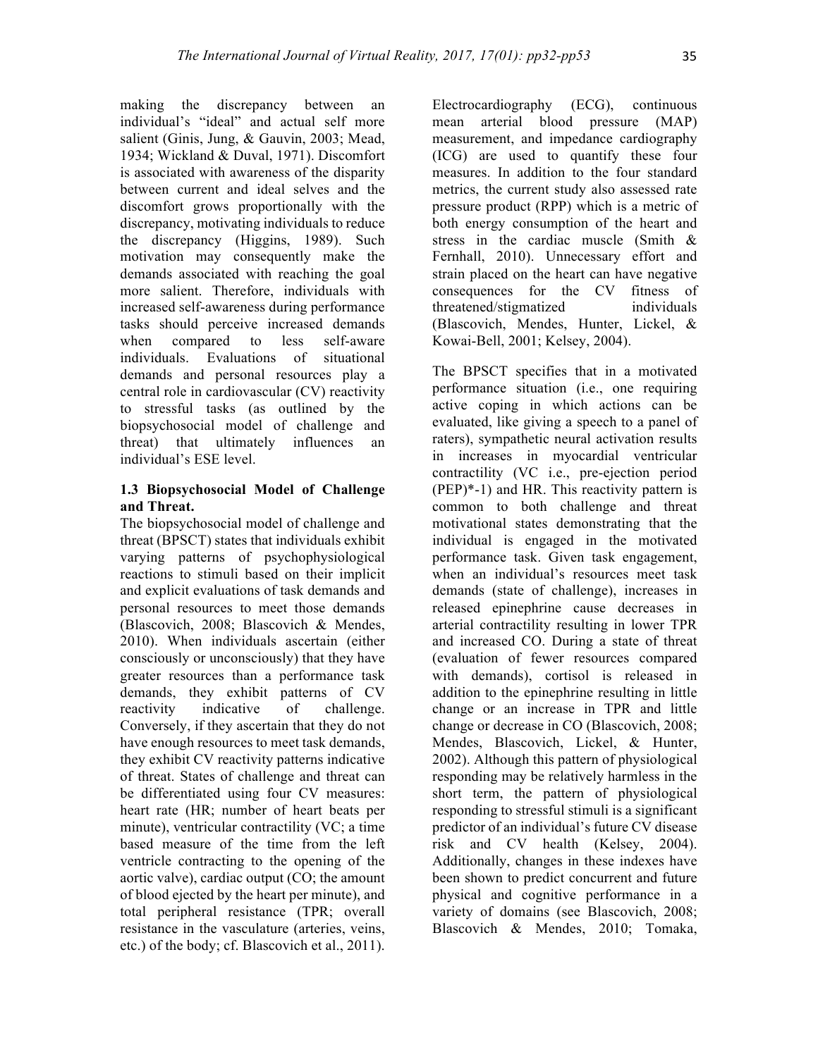making the discrepancy between an individual's "ideal" and actual self more salient (Ginis, Jung, & Gauvin, 2003; Mead, 1934; Wickland & Duval, 1971). Discomfort is associated with awareness of the disparity between current and ideal selves and the discomfort grows proportionally with the discrepancy, motivating individuals to reduce the discrepancy (Higgins, 1989). Such motivation may consequently make the demands associated with reaching the goal more salient. Therefore, individuals with increased self-awareness during performance tasks should perceive increased demands when compared to less self-aware individuals. Evaluations of situational demands and personal resources play a central role in cardiovascular (CV) reactivity to stressful tasks (as outlined by the biopsychosocial model of challenge and threat) that ultimately influences an individual's ESE level.

### 1.3 Biopsychosocial Model of Challenge and Threat.

The biopsychosocial model of challenge and threat (BPSCT) states that individuals exhibit varying patterns of psychophysiological reactions to stimuli based on their implicit and explicit evaluations of task demands and personal resources to meet those demands (Blascovich, 2008; Blascovich & Mendes, 2010). When individuals ascertain (either consciously or unconsciously) that they have greater resources than a performance task demands, they exhibit patterns of CV reactivity indicative of challenge. Conversely, if they ascertain that they do not have enough resources to meet task demands, they exhibit CV reactivity patterns indicative of threat. States of challenge and threat can be differentiated using four CV measures: heart rate (HR; number of heart beats per minute), ventricular contractility (VC; a time based measure of the time from the left ventricle contracting to the opening of the aortic valve), cardiac output (CO; the amount of blood ejected by the heart per minute), and total peripheral resistance (TPR; overall resistance in the vasculature (arteries, veins, etc.) of the body; cf. Blascovich et al., 2011). Electrocardiography (ECG), continuous mean arterial blood pressure (MAP) measurement, and impedance cardiography (ICG) are used to quantify these four measures. In addition to the four standard metrics, the current study also assessed rate pressure product (RPP) which is a metric of both energy consumption of the heart and stress in the cardiac muscle (Smith & Fernhall, 2010). Unnecessary effort and strain placed on the heart can have negative consequences for the CV fitness of threatened/stigmatized individuals (Blascovich, Mendes, Hunter, Lickel, & Kowai-Bell, 2001; Kelsey, 2004).

The BPSCT specifies that in a motivated performance situation (i.e., one requiring active coping in which actions can be evaluated, like giving a speech to a panel of raters), sympathetic neural activation results in increases in myocardial ventricular contractility (VC i.e., pre-ejection period (PEP)*-1) and HR. This reactivity pattern is common to both challenge and threat motivational states demonstrating that the individual is engaged in the motivated performance task. Given task engagement, when an individual's resources meet task demands (state of challenge), increases in released epinephrine cause decreases in arterial contractility resulting in lower TPR and increased CO. During a state of threat (evaluation of fewer resources compared with demands), cortisol is released in addition to the epinephrine resulting in little change or an increase in TPR and little change or decrease in CO (Blascovich, 2008; Mendes, Blascovich, Lickel, & Hunter, 2002). Although this pattern of physiological responding may be relatively harmless in the short term, the pattern of physiological responding to stressful stimuli is a significant predictor of an individual's future CV disease risk and CV health (Kelsey, 2004). Additionally, changes in these indexes have been shown to predict concurrent and future physical and cognitive performance in a variety of domains (see Blascovich, 2008; Blascovich & Mendes, 2010; Tomaka,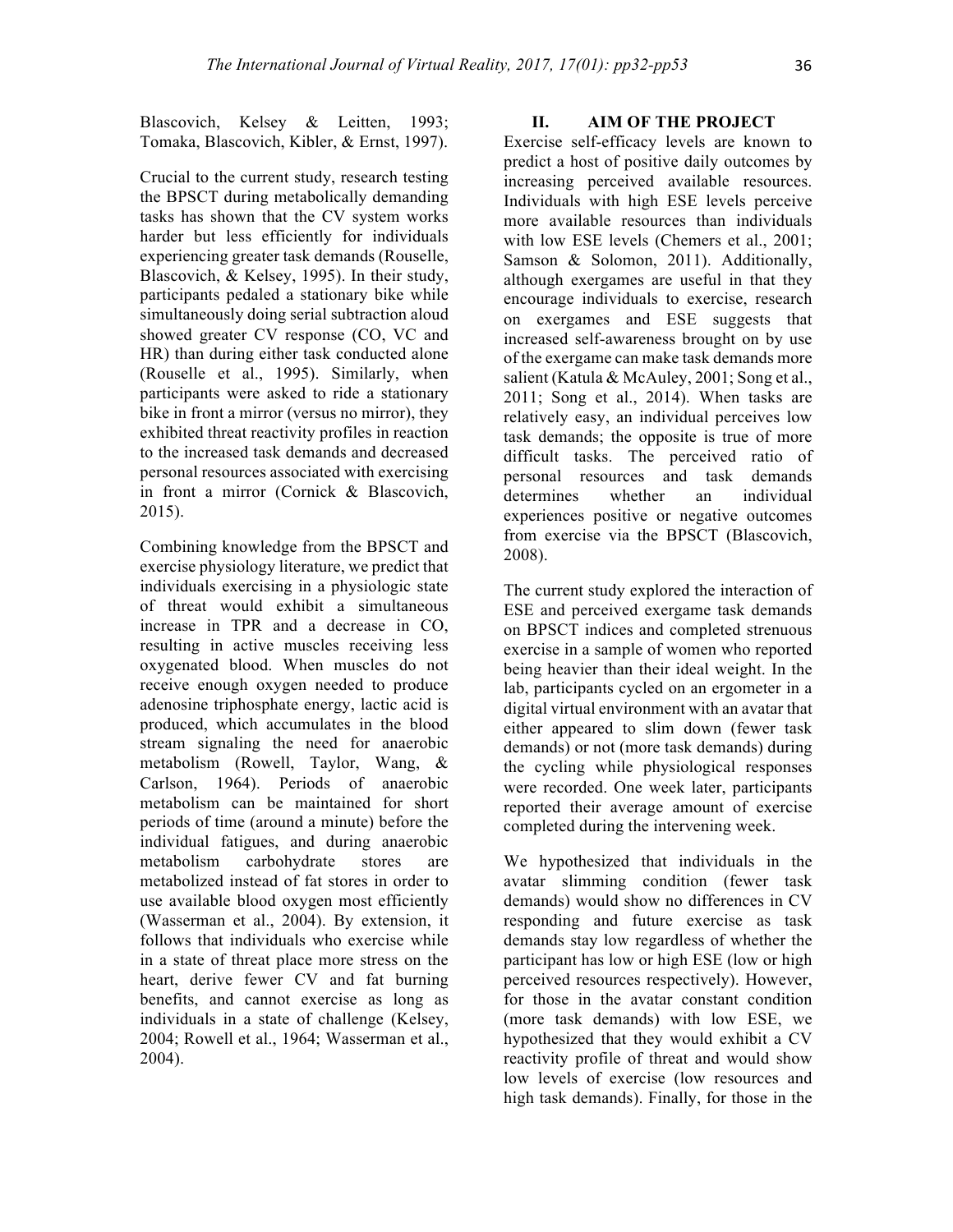Blascovich, Kelsey & Leitten, 1993; Tomaka, Blascovich, Kibler, & Ernst, 1997).

Crucial to the current study, research testing the BPSCT during metabolically demanding tasks has shown that the CV system works harder but less efficiently for individuals experiencing greater task demands (Rouselle, Blascovich, & Kelsey, 1995). In their study, participants pedaled a stationary bike while simultaneously doing serial subtraction aloud showed greater CV response (CO, VC and HR) than during either task conducted alone (Rouselle et al., 1995). Similarly, when participants were asked to ride a stationary bike in front a mirror (versus no mirror), they exhibited threat reactivity profiles in reaction to the increased task demands and decreased personal resources associated with exercising in front a mirror (Cornick & Blascovich, 2015).

Combining knowledge from the BPSCT and exercise physiology literature, we predict that individuals exercising in a physiologic state of threat would exhibit a simultaneous increase in TPR and a decrease in CO, resulting in active muscles receiving less oxygenated blood. When muscles do not receive enough oxygen needed to produce adenosine triphosphate energy, lactic acid is produced, which accumulates in the blood stream signaling the need for anaerobic metabolism (Rowell, Taylor, Wang, & Carlson, 1964). Periods of anaerobic metabolism can be maintained for short periods of time (around a minute) before the individual fatigues, and during anaerobic metabolism carbohydrate stores are metabolized instead of fat stores in order to use available blood oxygen most efficiently (Wasserman et al., 2004). By extension, it follows that individuals who exercise while in a state of threat place more stress on the heart, derive fewer CV and fat burning benefits, and cannot exercise as long as individuals in a state of challenge (Kelsey, 2004; Rowell et al., 1964; Wasserman et al., 2004).

## II. AIM OF THE PROJECT

Exercise self-efficacy levels are known to predict a host of positive daily outcomes by increasing perceived available resources. Individuals with high ESE levels perceive more available resources than individuals with low ESE levels (Chemers et al., 2001; Samson & Solomon, 2011). Additionally, although exergames are useful in that they encourage individuals to exercise, research on exergames and ESE suggests that increased self-awareness brought on by use of the exergame can make task demands more salient (Katula & McAuley, 2001; Song et al., 2011; Song et al., 2014). When tasks are relatively easy, an individual perceives low task demands; the opposite is true of more difficult tasks. The perceived ratio of personal resources and task demands determines whether an individual experiences positive or negative outcomes from exercise via the BPSCT (Blascovich, 2008).

The current study explored the interaction of ESE and perceived exergame task demands on BPSCT indices and completed strenuous exercise in a sample of women who reported being heavier than their ideal weight. In the lab, participants cycled on an ergometer in a digital virtual environment with an avatar that either appeared to slim down (fewer task demands) or not (more task demands) during the cycling while physiological responses were recorded. One week later, participants reported their average amount of exercise completed during the intervening week.

We hypothesized that individuals in the avatar slimming condition (fewer task demands) would show no differences in CV responding and future exercise as task demands stay low regardless of whether the participant has low or high ESE (low or high perceived resources respectively). However, for those in the avatar constant condition (more task demands) with low ESE, we hypothesized that they would exhibit a CV reactivity profile of threat and would show low levels of exercise (low resources and high task demands). Finally, for those in the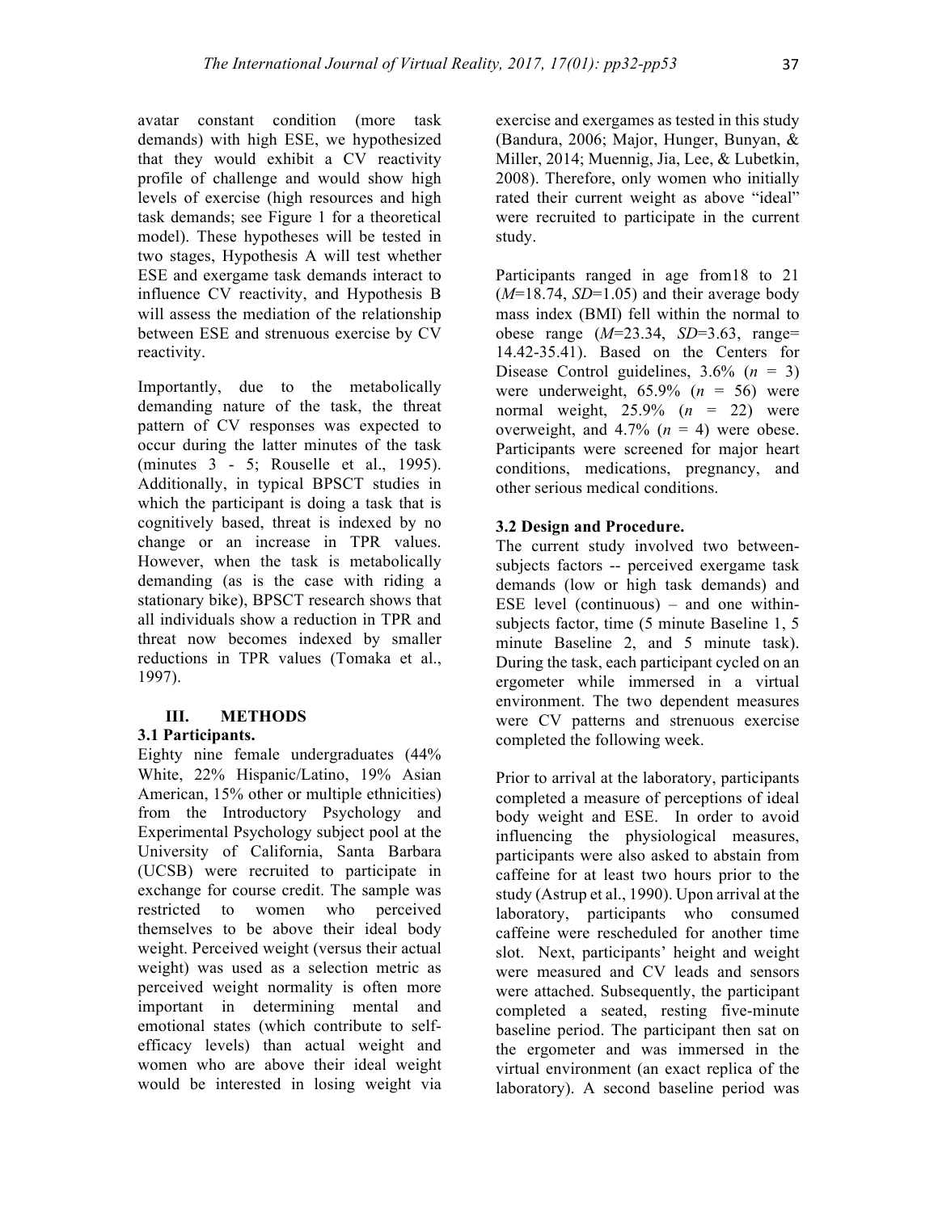avatar constant condition (more task demands) with high ESE, we hypothesized that they would exhibit a CV reactivity profile of challenge and would show high levels of exercise (high resources and high task demands; see Figure 1 for a theoretical model). These hypotheses will be tested in two stages, Hypothesis A will test whether ESE and exergame task demands interact to influence CV reactivity, and Hypothesis B will assess the mediation of the relationship between ESE and strenuous exercise by CV reactivity.

Importantly, due to the metabolically demanding nature of the task, the threat pattern of CV responses was expected to occur during the latter minutes of the task (minutes 3 - 5; Rouselle et al., 1995). Additionally, in typical BPSCT studies in which the participant is doing a task that is cognitively based, threat is indexed by no change or an increase in TPR values. However, when the task is metabolically demanding (as is the case with riding a stationary bike), BPSCT research shows that all individuals show a reduction in TPR and threat now becomes indexed by smaller reductions in TPR values (Tomaka et al., 1997).

## III. METHODS

### 3.1 Participants.

Eighty nine female undergraduates (44% White, 22% Hispanic/Latino, 19% Asian American, 15% other or multiple ethnicities) from the Introductory Psychology and Experimental Psychology subject pool at the University of California, Santa Barbara (UCSB) were recruited to participate in exchange for course credit. The sample was restricted to women who perceived themselves to be above their ideal body weight. Perceived weight (versus their actual weight) was used as a selection metric as perceived weight normality is often more important in determining mental and emotional states (which contribute to self-efficacy levels) than actual weight and women who are above their ideal weight would be interested in losing weight via exercise and exergames as tested in this study (Bandura, 2006; Major, Hunger, Bunyan, & Miller, 2014; Muennig, Jia, Lee, & Lubetkin, 2008). Therefore, only women who initially rated their current weight as above "ideal" were recruited to participate in the current study.

Participants ranged in age from18 to 21 ($M$=18.74, $SD$=1.05) and their average body mass index (BMI) fell within the normal to obese range ($M$=23.34, $SD$=3.63, range= 14.42-35.41). Based on the Centers for Disease Control guidelines, 3.6% ($n$ = 3) were underweight, 65.9% ($n$ = 56) were normal weight, 25.9% ($n$ = 22) were overweight, and 4.7% ($n$ = 4) were obese. Participants were screened for major heart conditions, medications, pregnancy, and other serious medical conditions.

### 3.2 Design and Procedure.

The current study involved two between-subjects factors -- perceived exergame task demands (low or high task demands) and ESE level (continuous) – and one within-subjects factor, time (5 minute Baseline 1, 5 minute Baseline 2, and 5 minute task). During the task, each participant cycled on an ergometer while immersed in a virtual environment. The two dependent measures were CV patterns and strenuous exercise completed the following week.

Prior to arrival at the laboratory, participants completed a measure of perceptions of ideal body weight and ESE. In order to avoid influencing the physiological measures, participants were also asked to abstain from caffeine for at least two hours prior to the study (Astrup et al., 1990). Upon arrival at the laboratory, participants who consumed caffeine were rescheduled for another time slot. Next, participants' height and weight were measured and CV leads and sensors were attached. Subsequently, the participant completed a seated, resting five-minute baseline period. The participant then sat on the ergometer and was immersed in the virtual environment (an exact replica of the laboratory). A second baseline period was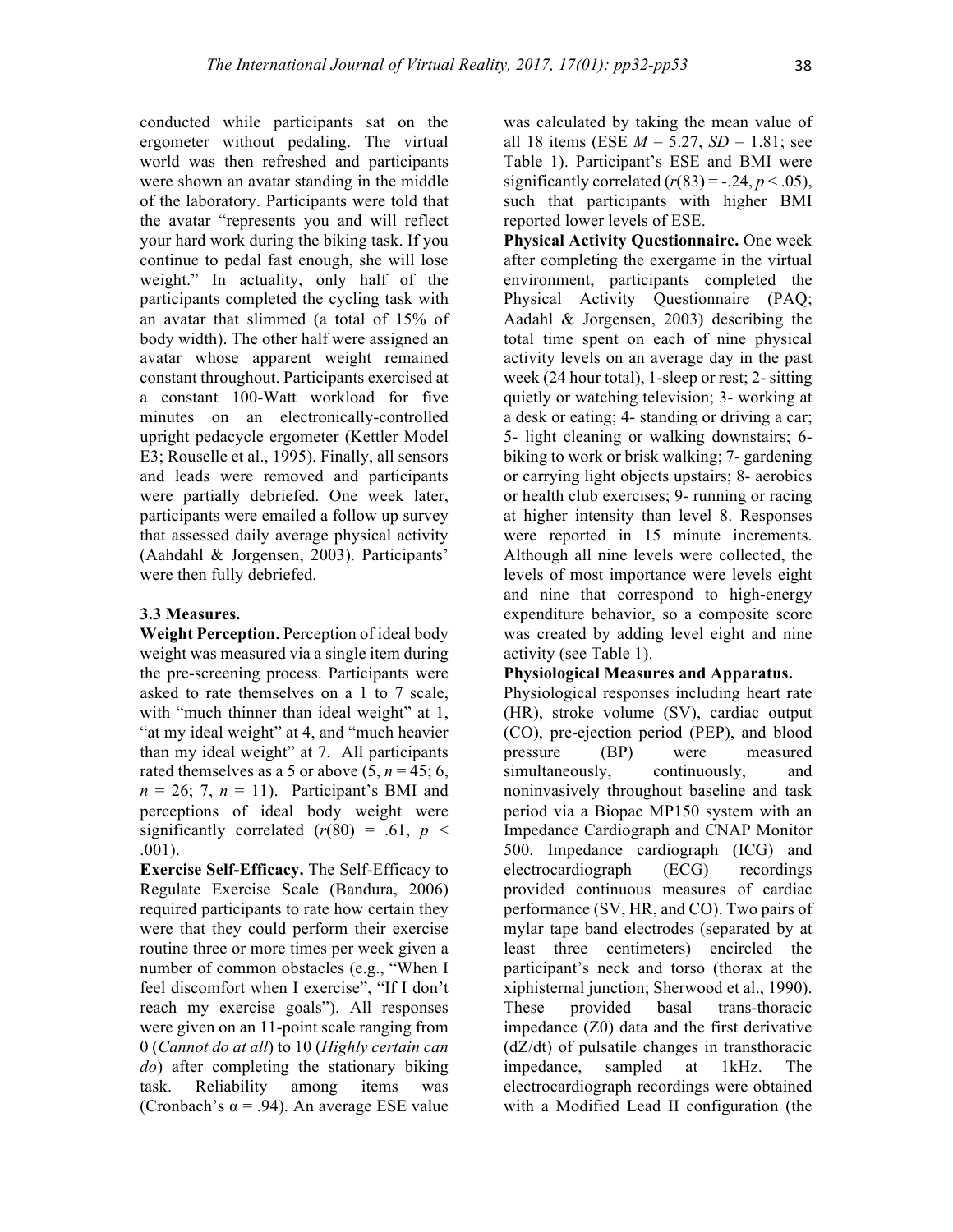conducted while participants sat on the ergometer without pedaling. The virtual world was then refreshed and participants were shown an avatar standing in the middle of the laboratory. Participants were told that the avatar "represents you and will reflect your hard work during the biking task. If you continue to pedal fast enough, she will lose weight." In actuality, only half of the participants completed the cycling task with an avatar that slimmed (a total of 15% of body width). The other half were assigned an avatar whose apparent weight remained constant throughout. Participants exercised at a constant 100-Watt workload for five minutes on an electronically-controlled upright pedacycle ergometer (Kettler Model E3; Rouselle et al., 1995). Finally, all sensors and leads were removed and participants were partially debriefed. One week later, participants were emailed a follow up survey that assessed daily average physical activity (Aahdahl & Jorgensen, 2003). Participants' were then fully debriefed.

### 3.3 Measures.

**Weight Perception.** Perception of ideal body weight was measured via a single item during the pre-screening process. Participants were asked to rate themselves on a 1 to 7 scale, with "much thinner than ideal weight" at 1, "at my ideal weight" at 4, and "much heavier than my ideal weight" at 7. All participants rated themselves as a 5 or above (5, $n = 45$; 6, $n = 26$; 7, $n = 11$). Participant's BMI and perceptions of ideal body weight were significantly correlated ($r(80) = .61$, $p < .001$).

**Exercise Self-Efficacy.** The Self-Efficacy to Regulate Exercise Scale (Bandura, 2006) required participants to rate how certain they were that they could perform their exercise routine three or more times per week given a number of common obstacles (e.g., "When I feel discomfort when I exercise", "If I don't reach my exercise goals"). All responses were given on an 11-point scale ranging from 0 (*Cannot do at all*) to 10 (*Highly certain can do*) after completing the stationary biking task. Reliability among items was (Cronbach's $\alpha = .94$). An average ESE value was calculated by taking the mean value of all 18 items (ESE $M = 5.27$, $SD = 1.81$; see Table 1). Participant's ESE and BMI were significantly correlated ($r(83) = -.24$, $p < .05$), such that participants with higher BMI reported lower levels of ESE.

**Physical Activity Questionnaire.** One week after completing the exergame in the virtual environment, participants completed the Physical Activity Questionnaire (PAQ; Aadahl & Jorgensen, 2003) describing the total time spent on each of nine physical activity levels on an average day in the past week (24 hour total), 1-sleep or rest; 2- sitting quietly or watching television; 3- working at a desk or eating; 4- standing or driving a car; 5- light cleaning or walking downstairs; 6- biking to work or brisk walking; 7- gardening or carrying light objects upstairs; 8- aerobics or health club exercises; 9- running or racing at higher intensity than level 8. Responses were reported in 15 minute increments. Although all nine levels were collected, the levels of most importance were levels eight and nine that correspond to high-energy expenditure behavior, so a composite score was created by adding level eight and nine activity (see Table 1).

**Physiological Measures and Apparatus.**

Physiological responses including heart rate (HR), stroke volume (SV), cardiac output (CO), pre-ejection period (PEP), and blood pressure (BP) were measured simultaneously, continuously, and noninvasively throughout baseline and task period via a Biopac MP150 system with an Impedance Cardiograph and CNAP Monitor 500. Impedance cardiograph (ICG) and electrocardiograph (ECG) recordings provided continuous measures of cardiac performance (SV, HR, and CO). Two pairs of mylar tape band electrodes (separated by at least three centimeters) encircled the participant's neck and torso (thorax at the xiphisternal junction; Sherwood et al., 1990). These provided basal trans-thoracic impedance ($Z0$) data and the first derivative ($dZ/dt$) of pulsatile changes in transthoracic impedance, sampled at 1kHz. The electrocardiograph recordings were obtained with a Modified Lead II configuration (the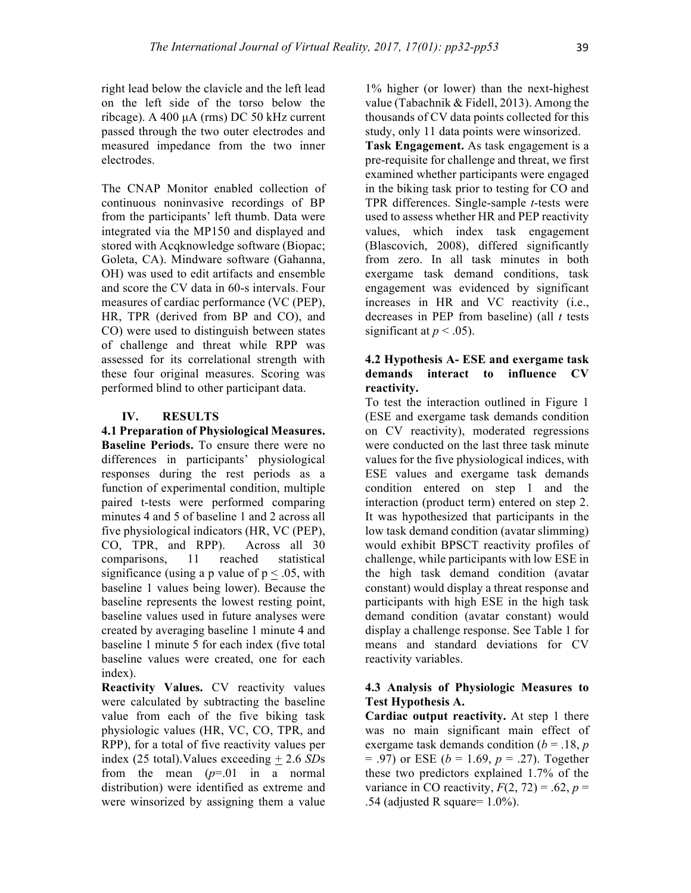right lead below the clavicle and the left lead on the left side of the torso below the ribcage). A 400 μA (rms) DC 50 kHz current passed through the two outer electrodes and measured impedance from the two inner electrodes.

The CNAP Monitor enabled collection of continuous noninvasive recordings of BP from the participants' left thumb. Data were integrated via the MP150 and displayed and stored with Acqknowledge software (Biopac; Goleta, CA). Mindware software (Gahanna, OH) was used to edit artifacts and ensemble and score the CV data in 60-s intervals. Four measures of cardiac performance (VC (PEP), HR, TPR (derived from BP and CO), and CO) were used to distinguish between states of challenge and threat while RPP was assessed for its correlational strength with these four original measures. Scoring was performed blind to other participant data.

## IV. RESULTS

### 4.1 Preparation of Physiological Measures.

**Baseline Periods.** To ensure there were no differences in participants' physiological responses during the rest periods as a function of experimental condition, multiple paired t-tests were performed comparing minutes 4 and 5 of baseline 1 and 2 across all five physiological indicators (HR, VC (PEP), CO, TPR, and RPP). Across all 30 comparisons, 11 reached statistical significance (using a p value of $p \leq .05$, with baseline 1 values being lower). Because the baseline represents the lowest resting point, baseline values used in future analyses were created by averaging baseline 1 minute 4 and baseline 1 minute 5 for each index (five total baseline values were created, one for each index).

**Reactivity Values.** CV reactivity values were calculated by subtracting the baseline value from each of the five biking task physiologic values (HR, VC, CO, TPR, and RPP), for a total of five reactivity values per index (25 total). Values exceeding $\pm$ 2.6 *SD*s from the mean ($p$=.01 in a normal distribution) were identified as extreme and were winsorized by assigning them a value 1% higher (or lower) than the next-highest value (Tabachnik & Fidell, 2013). Among the thousands of CV data points collected for this study, only 11 data points were winsorized.

**Task Engagement.** As task engagement is a pre-requisite for challenge and threat, we first examined whether participants were engaged in the biking task prior to testing for CO and TPR differences. Single-sample *t*-tests were used to assess whether HR and PEP reactivity values, which index task engagement (Blascovich, 2008), differed significantly from zero. In all task minutes in both exergame task demand conditions, task engagement was evidenced by significant increases in HR and VC reactivity (i.e., decreases in PEP from baseline) (all *t* tests significant at $p < .05$).

### 4.2 Hypothesis A- ESE and exergame task demands interact to influence CV reactivity.

To test the interaction outlined in Figure 1 (ESE and exergame task demands condition on CV reactivity), moderated regressions were conducted on the last three task minute values for the five physiological indices, with ESE values and exergame task demands condition entered on step 1 and the interaction (product term) entered on step 2. It was hypothesized that participants in the low task demand condition (avatar slimming) would exhibit BPSCT reactivity profiles of challenge, while participants with low ESE in the high task demand condition (avatar constant) would display a threat response and participants with high ESE in the high task demand condition (avatar constant) would display a challenge response. See Table 1 for means and standard deviations for CV reactivity variables.

### 4.3 Analysis of Physiologic Measures to Test Hypothesis A.

**Cardiac output reactivity.** At step 1 there was no main significant main effect of exergame task demands condition ($b$ = .18, $p$ = .97) or ESE ($b$ = 1.69, $p$ = .27). Together these two predictors explained 1.7% of the variance in CO reactivity, $F(2, 72) = .62$, $p$ = .54 (adjusted R square= 1.0%).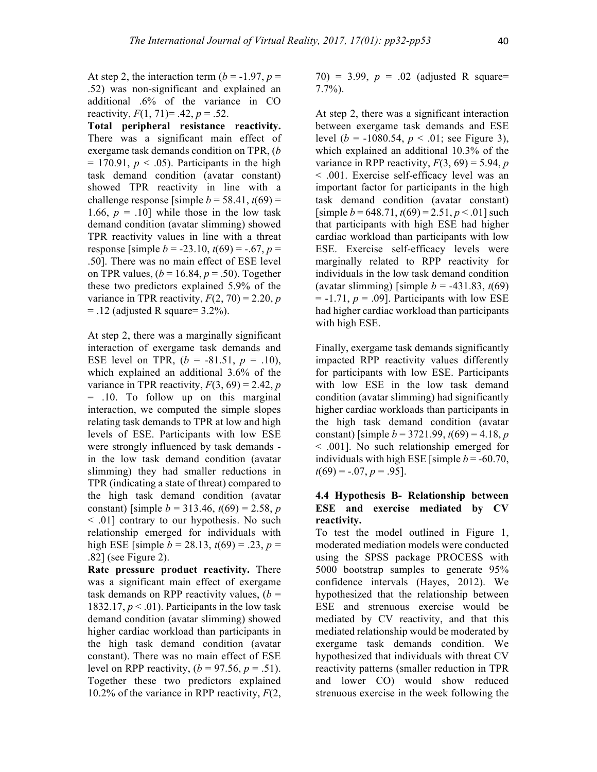At step 2, the interaction term ($b = -1.97$, $p = .52$) was non-significant and explained an additional .6% of the variance in CO reactivity, $F(1, 71) = .42$, $p = .52$.

**Total peripheral resistance reactivity.** There was a significant main effect of exergame task demands condition on TPR, ($b = 170.91$, $p < .05$). Participants in the high task demand condition (avatar constant) showed TPR reactivity in line with a challenge response [simple $b = 58.41$, $t(69) = 1.66$, $p = .10$] while those in the low task demand condition (avatar slimming) showed TPR reactivity values in line with a threat response [simple $b = -23.10$, $t(69) = -.67$, $p = .50$]. There was no main effect of ESE level on TPR values, ($b = 16.84$, $p = .50$). Together these two predictors explained 5.9% of the variance in TPR reactivity, $F(2, 70) = 2.20$, $p = .12$ (adjusted R square= 3.2%).

At step 2, there was a marginally significant interaction of exergame task demands and ESE level on TPR, ($b = -81.51$, $p = .10$), which explained an additional 3.6% of the variance in TPR reactivity, $F(3, 69) = 2.42$, $p = .10$. To follow up on this marginal interaction, we computed the simple slopes relating task demands to TPR at low and high levels of ESE. Participants with low ESE were strongly influenced by task demands - in the low task demand condition (avatar slimming) they had smaller reductions in TPR (indicating a state of threat) compared to the high task demand condition (avatar constant) [simple $b = 313.46$, $t(69) = 2.58$, $p < .01$] contrary to our hypothesis. No such relationship emerged for individuals with high ESE [simple $b = 28.13$, $t(69) = .23$, $p = .82$] (see Figure 2).

**Rate pressure product reactivity.** There was a significant main effect of exergame task demands on RPP reactivity values, ($b = 1832.17$, $p < .01$). Participants in the low task demand condition (avatar slimming) showed higher cardiac workload than participants in the high task demand condition (avatar constant). There was no main effect of ESE level on RPP reactivity, ($b = 97.56$, $p = .51$). Together these two predictors explained 10.2% of the variance in RPP reactivity, $F(2, 70) = 3.99$, $p = .02$ (adjusted R square= 7.7%).

At step 2, there was a significant interaction between exergame task demands and ESE level ($b = -1080.54$, $p < .01$; see Figure 3), which explained an additional 10.3% of the variance in RPP reactivity, $F(3, 69) = 5.94$, $p < .001$. Exercise self-efficacy level was an important factor for participants in the high task demand condition (avatar constant) [simple $b = 648.71$, $t(69) = 2.51$, $p < .01$] such that participants with high ESE had higher cardiac workload than participants with low ESE. Exercise self-efficacy levels were marginally related to RPP reactivity for individuals in the low task demand condition (avatar slimming) [simple $b = -431.83$, $t(69) = -1.71$, $p = .09$]. Participants with low ESE had higher cardiac workload than participants with high ESE.

Finally, exergame task demands significantly impacted RPP reactivity values differently for participants with low ESE. Participants with low ESE in the low task demand condition (avatar slimming) had significantly higher cardiac workloads than participants in the high task demand condition (avatar constant) [simple $b = 3721.99$, $t(69) = 4.18$, $p < .001$]. No such relationship emerged for individuals with high ESE [simple $b = -60.70$, $t(69) = -.07$, $p = .95$].

### 4.4 Hypothesis B- Relationship between ESE and exercise mediated by CV reactivity.

To test the model outlined in Figure 1, moderated mediation models were conducted using the SPSS package PROCESS with 5000 bootstrap samples to generate 95% confidence intervals (Hayes, 2012). We hypothesized that the relationship between ESE and strenuous exercise would be mediated by CV reactivity, and that this mediated relationship would be moderated by exergame task demands condition. We hypothesized that individuals with threat CV reactivity patterns (smaller reduction in TPR and lower CO) would show reduced strenuous exercise in the week following the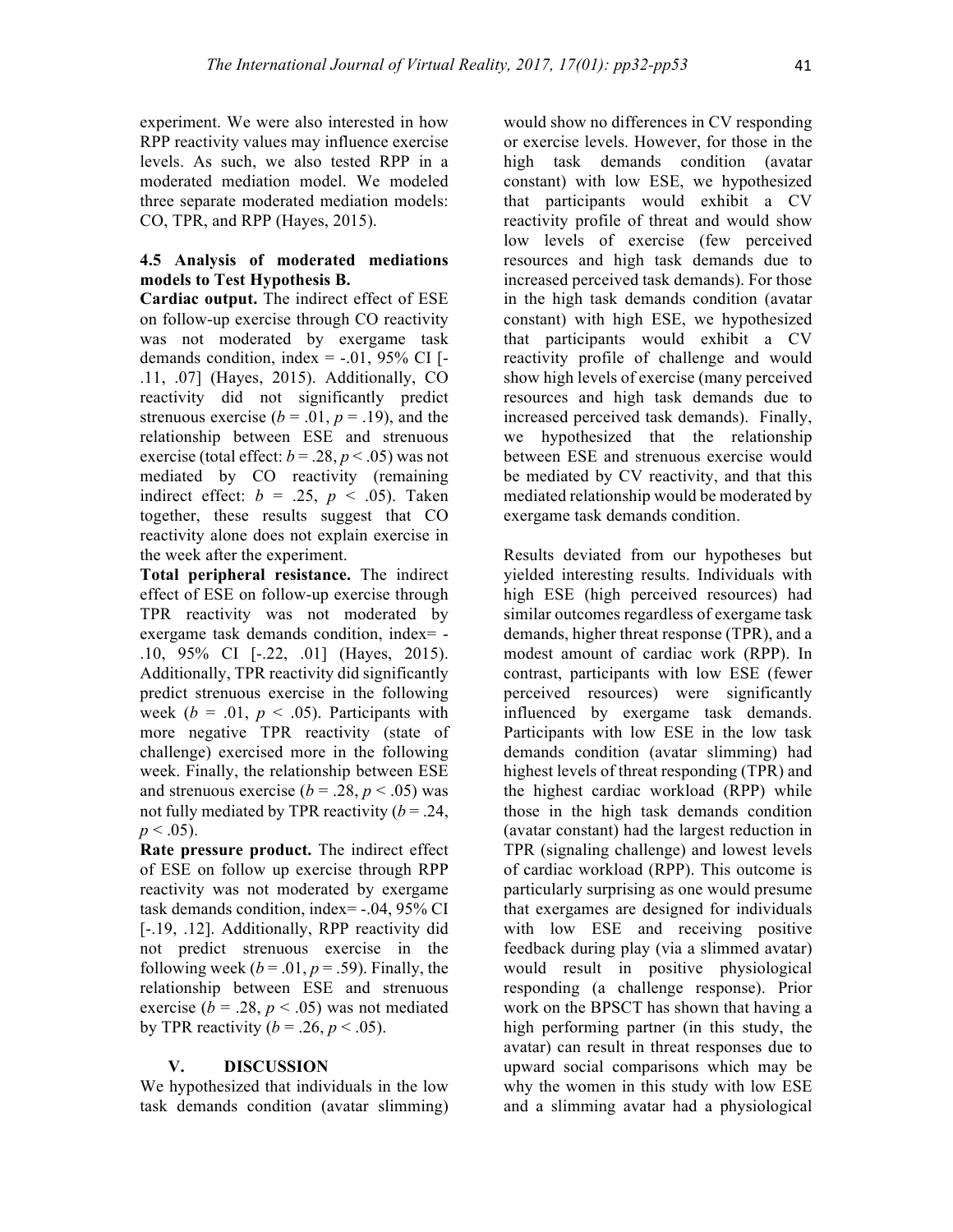experiment. We were also interested in how RPP reactivity values may influence exercise levels. As such, we also tested RPP in a moderated mediation model. We modeled three separate moderated mediation models: CO, TPR, and RPP (Hayes, 2015).

### 4.5 Analysis of moderated mediations models to Test Hypothesis B.

**Cardiac output.** The indirect effect of ESE on follow-up exercise through CO reactivity was not moderated by exergame task demands condition, index = -.01, 95% CI [-.11, .07] (Hayes, 2015). Additionally, CO reactivity did not significantly predict strenuous exercise ($b = .01$, $p = .19$), and the relationship between ESE and strenuous exercise (total effect: $b = .28$, $p < .05$) was not mediated by CO reactivity (remaining indirect effect: $b = .25$, $p < .05$). Taken together, these results suggest that CO reactivity alone does not explain exercise in the week after the experiment.

**Total peripheral resistance.** The indirect effect of ESE on follow-up exercise through TPR reactivity was not moderated by exergame task demands condition, index= -.10, 95% CI [-.22, .01] (Hayes, 2015). Additionally, TPR reactivity did significantly predict strenuous exercise in the following week ($b = .01$, $p < .05$). Participants with more negative TPR reactivity (state of challenge) exercised more in the following week. Finally, the relationship between ESE and strenuous exercise ($b = .28$, $p < .05$) was not fully mediated by TPR reactivity ($b = .24$, $p < .05$).

**Rate pressure product.** The indirect effect of ESE on follow up exercise through RPP reactivity was not moderated by exergame task demands condition, index= -.04, 95% CI [-.19, .12]. Additionally, RPP reactivity did not predict strenuous exercise in the following week ($b = .01$, $p = .59$). Finally, the relationship between ESE and strenuous exercise ($b = .28$, $p < .05$) was not mediated by TPR reactivity ($b = .26$, $p < .05$).

## V. DISCUSSION

We hypothesized that individuals in the low task demands condition (avatar slimming) would show no differences in CV responding or exercise levels. However, for those in the high task demands condition (avatar constant) with low ESE, we hypothesized that participants would exhibit a CV reactivity profile of threat and would show low levels of exercise (few perceived resources and high task demands due to increased perceived task demands). For those in the high task demands condition (avatar constant) with high ESE, we hypothesized that participants would exhibit a CV reactivity profile of challenge and would show high levels of exercise (many perceived resources and high task demands due to increased perceived task demands). Finally, we hypothesized that the relationship between ESE and strenuous exercise would be mediated by CV reactivity, and that this mediated relationship would be moderated by exergame task demands condition.

Results deviated from our hypotheses but yielded interesting results. Individuals with high ESE (high perceived resources) had similar outcomes regardless of exergame task demands, higher threat response (TPR), and a modest amount of cardiac work (RPP). In contrast, participants with low ESE (fewer perceived resources) were significantly influenced by exergame task demands. Participants with low ESE in the low task demands condition (avatar slimming) had highest levels of threat responding (TPR) and the highest cardiac workload (RPP) while those in the high task demands condition (avatar constant) had the largest reduction in TPR (signaling challenge) and lowest levels of cardiac workload (RPP). This outcome is particularly surprising as one would presume that exergames are designed for individuals with low ESE and receiving positive feedback during play (via a slimmed avatar) would result in positive physiological responding (a challenge response). Prior work on the BPSCT has shown that having a high performing partner (in this study, the avatar) can result in threat responses due to upward social comparisons which may be why the women in this study with low ESE and a slimming avatar had a physiological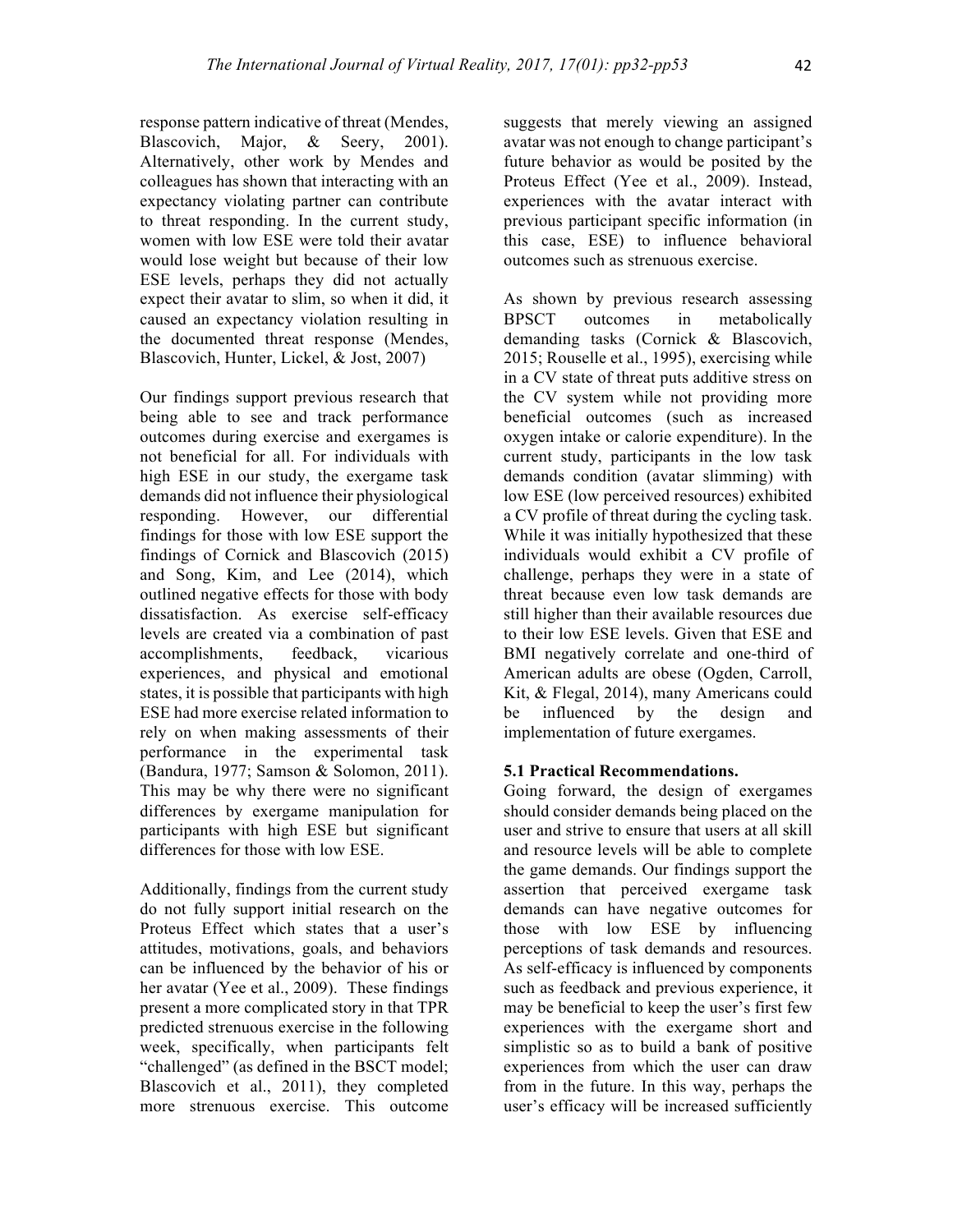response pattern indicative of threat (Mendes, Blascovich, Major, & Seery, 2001). Alternatively, other work by Mendes and colleagues has shown that interacting with an expectancy violating partner can contribute to threat responding. In the current study, women with low ESE were told their avatar would lose weight but because of their low ESE levels, perhaps they did not actually expect their avatar to slim, so when it did, it caused an expectancy violation resulting in the documented threat response (Mendes, Blascovich, Hunter, Lickel, & Jost, 2007)

Our findings support previous research that being able to see and track performance outcomes during exercise and exergames is not beneficial for all. For individuals with high ESE in our study, the exergame task demands did not influence their physiological responding. However, our differential findings for those with low ESE support the findings of Cornick and Blascovich (2015) and Song, Kim, and Lee (2014), which outlined negative effects for those with body dissatisfaction. As exercise self-efficacy levels are created via a combination of past accomplishments, feedback, vicarious experiences, and physical and emotional states, it is possible that participants with high ESE had more exercise related information to rely on when making assessments of their performance in the experimental task (Bandura, 1977; Samson & Solomon, 2011). This may be why there were no significant differences by exergame manipulation for participants with high ESE but significant differences for those with low ESE.

Additionally, findings from the current study do not fully support initial research on the Proteus Effect which states that a user's attitudes, motivations, goals, and behaviors can be influenced by the behavior of his or her avatar (Yee et al., 2009). These findings present a more complicated story in that TPR predicted strenuous exercise in the following week, specifically, when participants felt "challenged" (as defined in the BSCT model; Blascovich et al., 2011), they completed more strenuous exercise. This outcome suggests that merely viewing an assigned avatar was not enough to change participant's future behavior as would be posited by the Proteus Effect (Yee et al., 2009). Instead, experiences with the avatar interact with previous participant specific information (in this case, ESE) to influence behavioral outcomes such as strenuous exercise.

As shown by previous research assessing BPSCT outcomes in metabolically demanding tasks (Cornick & Blascovich, 2015; Rouselle et al., 1995), exercising while in a CV state of threat puts additive stress on the CV system while not providing more beneficial outcomes (such as increased oxygen intake or calorie expenditure). In the current study, participants in the low task demands condition (avatar slimming) with low ESE (low perceived resources) exhibited a CV profile of threat during the cycling task. While it was initially hypothesized that these individuals would exhibit a CV profile of challenge, perhaps they were in a state of threat because even low task demands are still higher than their available resources due to their low ESE levels. Given that ESE and BMI negatively correlate and one-third of American adults are obese (Ogden, Carroll, Kit, & Flegal, 2014), many Americans could be influenced by the design and implementation of future exergames.

### 5.1 Practical Recommendations.

Going forward, the design of exergames should consider demands being placed on the user and strive to ensure that users at all skill and resource levels will be able to complete the game demands. Our findings support the assertion that perceived exergame task demands can have negative outcomes for those with low ESE by influencing perceptions of task demands and resources. As self-efficacy is influenced by components such as feedback and previous experience, it may be beneficial to keep the user's first few experiences with the exergame short and simplistic so as to build a bank of positive experiences from which the user can draw from in the future. In this way, perhaps the user's efficacy will be increased sufficiently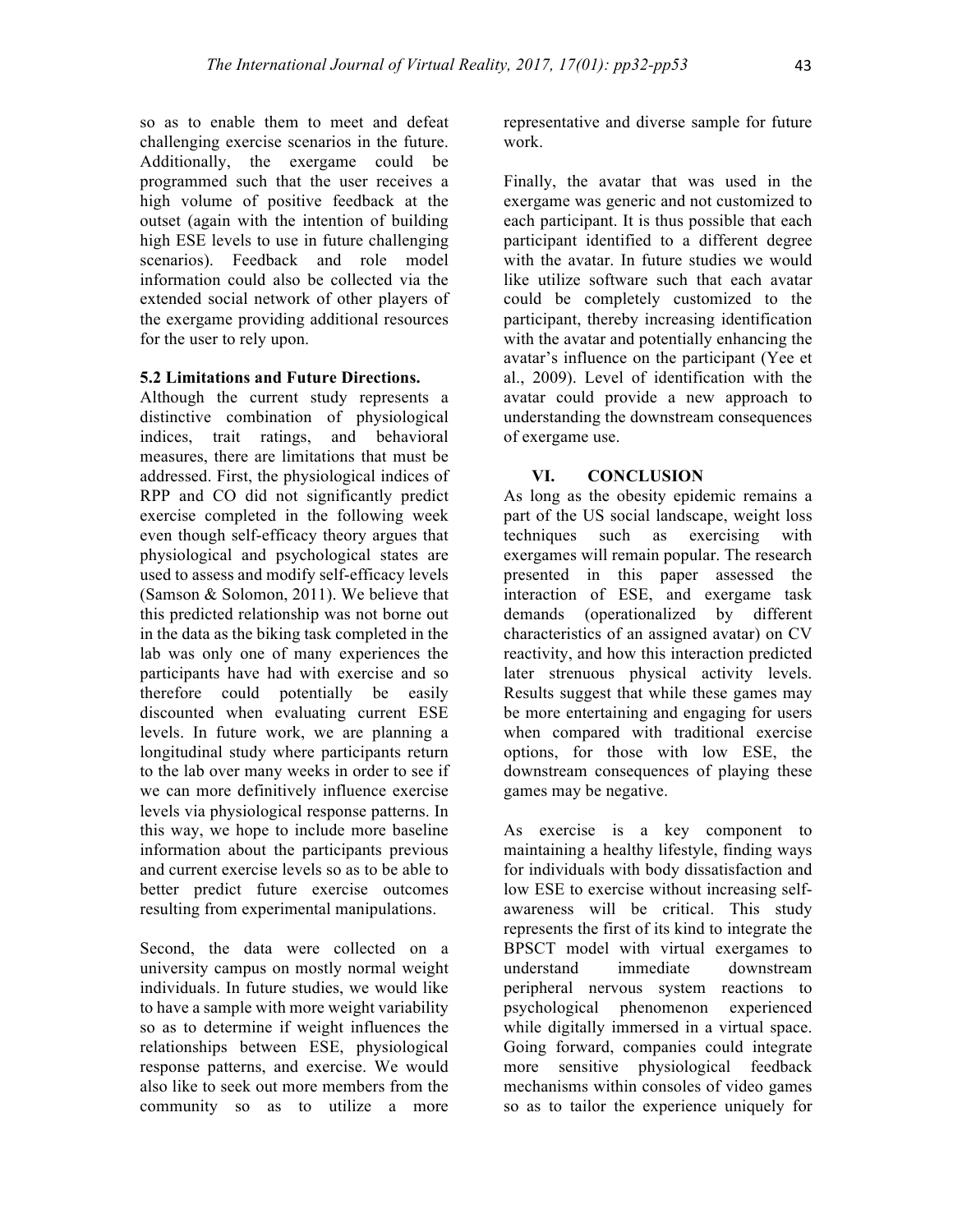so as to enable them to meet and defeat challenging exercise scenarios in the future. Additionally, the exergame could be programmed such that the user receives a high volume of positive feedback at the outset (again with the intention of building high ESE levels to use in future challenging scenarios). Feedback and role model information could also be collected via the extended social network of other players of the exergame providing additional resources for the user to rely upon.

### 5.2 Limitations and Future Directions.

Although the current study represents a distinctive combination of physiological indices, trait ratings, and behavioral measures, there are limitations that must be addressed. First, the physiological indices of RPP and CO did not significantly predict exercise completed in the following week even though self-efficacy theory argues that physiological and psychological states are used to assess and modify self-efficacy levels (Samson & Solomon, 2011). We believe that this predicted relationship was not borne out in the data as the biking task completed in the lab was only one of many experiences the participants have had with exercise and so therefore could potentially be easily discounted when evaluating current ESE levels. In future work, we are planning a longitudinal study where participants return to the lab over many weeks in order to see if we can more definitively influence exercise levels via physiological response patterns. In this way, we hope to include more baseline information about the participants previous and current exercise levels so as to be able to better predict future exercise outcomes resulting from experimental manipulations.

Second, the data were collected on a university campus on mostly normal weight individuals. In future studies, we would like to have a sample with more weight variability so as to determine if weight influences the relationships between ESE, physiological response patterns, and exercise. We would also like to seek out more members from the community so as to utilize a more representative and diverse sample for future work.

Finally, the avatar that was used in the exergame was generic and not customized to each participant. It is thus possible that each participant identified to a different degree with the avatar. In future studies we would like utilize software such that each avatar could be completely customized to the participant, thereby increasing identification with the avatar and potentially enhancing the avatar's influence on the participant (Yee et al., 2009). Level of identification with the avatar could provide a new approach to understanding the downstream consequences of exergame use.

## VI. CONCLUSION

As long as the obesity epidemic remains a part of the US social landscape, weight loss techniques such as exercising with exergames will remain popular. The research presented in this paper assessed the interaction of ESE, and exergame task demands (operationalized by different characteristics of an assigned avatar) on CV reactivity, and how this interaction predicted later strenuous physical activity levels. Results suggest that while these games may be more entertaining and engaging for users when compared with traditional exercise options, for those with low ESE, the downstream consequences of playing these games may be negative.

As exercise is a key component to maintaining a healthy lifestyle, finding ways for individuals with body dissatisfaction and low ESE to exercise without increasing self-awareness will be critical. This study represents the first of its kind to integrate the BPSCT model with virtual exergames to understand immediate downstream peripheral nervous system reactions to psychological phenomenon experienced while digitally immersed in a virtual space. Going forward, companies could integrate more sensitive physiological feedback mechanisms within consoles of video games so as to tailor the experience uniquely for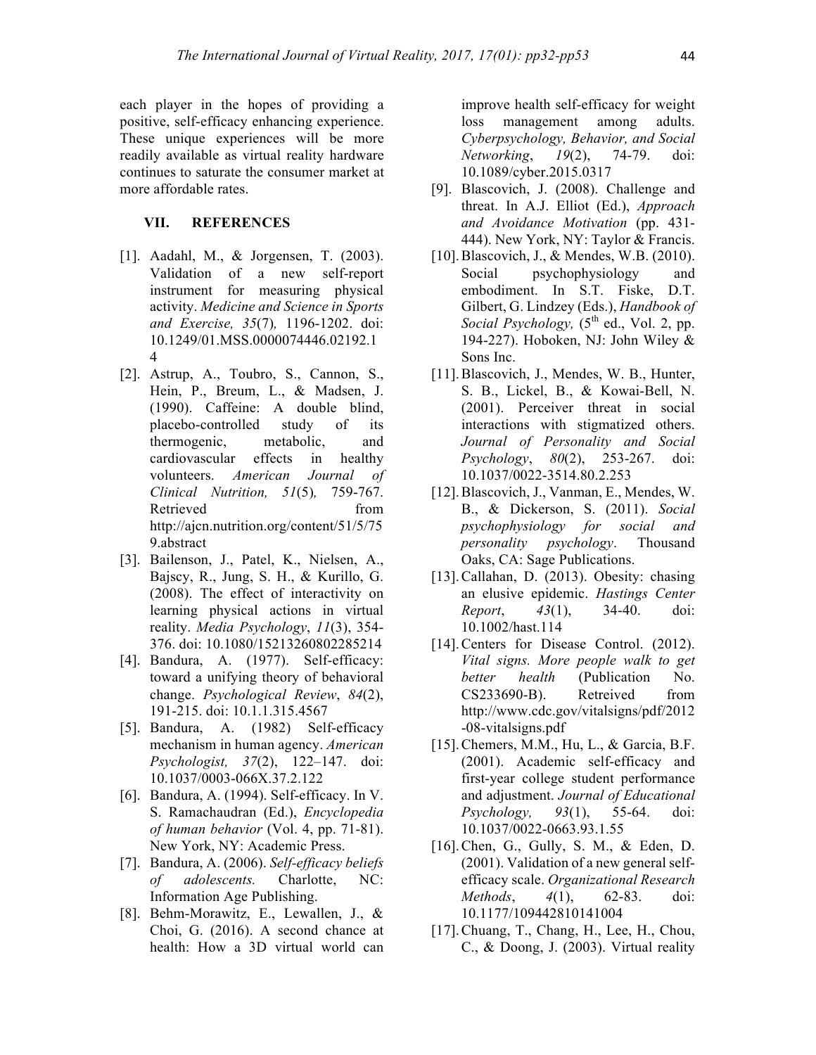each player in the hopes of providing a positive, self-efficacy enhancing experience. These unique experiences will be more readily available as virtual reality hardware continues to saturate the consumer market at more affordable rates.

## VII. REFERENCES

[1]. Aadahl, M., & Jorgensen, T. (2003). Validation of a new self-report instrument for measuring physical activity. *Medicine and Science in Sports and Exercise, 35*(7)*,* 1196-1202. doi: 10.1249/01.MSS.0000074446.02192.14

[2]. Astrup, A., Toubro, S., Cannon, S., Hein, P., Breum, L., & Madsen, J. (1990). Caffeine: A double blind, placebo-controlled study of its thermogenic, metabolic, and cardiovascular effects in healthy volunteers. *American Journal of Clinical Nutrition, 51*(5)*,* 759-767. Retrieved from http://ajcn.nutrition.org/content/51/5/759.abstract

[3]. Bailenson, J., Patel, K., Nielsen, A., Bajscy, R., Jung, S. H., & Kurillo, G. (2008). The effect of interactivity on learning physical actions in virtual reality. *Media Psychology*, *11*(3), 354-376. doi: 10.1080/15213260802285214

[4]. Bandura, A. (1977). Self-efficacy: toward a unifying theory of behavioral change. *Psychological Review*, *84*(2), 191-215. doi: 10.1.1.315.4567

[5]. Bandura, A. (1982) Self-efficacy mechanism in human agency. *American Psychologist, 37*(2), 122–147. doi: 10.1037/0003-066X.37.2.122

[6]. Bandura, A. (1994). Self-efficacy. In V. S. Ramachaudran (Ed.), *Encyclopedia of human behavior* (Vol. 4, pp. 71-81). New York, NY: Academic Press.

[7]. Bandura, A. (2006). *Self-efficacy beliefs of adolescents.* Charlotte, NC: Information Age Publishing.

[8]. Behm-Morawitz, E., Lewallen, J., & Choi, G. (2016). A second chance at health: How a 3D virtual world can improve health self-efficacy for weight loss management among adults. *Cyberpsychology, Behavior, and Social Networking*, *19*(2), 74-79. doi: 10.1089/cyber.2015.0317

[9]. Blascovich, J. (2008). Challenge and threat. In A.J. Elliot (Ed.), *Approach and Avoidance Motivation* (pp. 431-444). New York, NY: Taylor & Francis.

[10]. Blascovich, J., & Mendes, W.B. (2010). Social psychophysiology and embodiment. In S.T. Fiske, D.T. Gilbert, G. Lindzey (Eds.), *Handbook of Social Psychology,* (5th ed., Vol. 2, pp. 194-227). Hoboken, NJ: John Wiley & Sons Inc.

[11]. Blascovich, J., Mendes, W. B., Hunter, S. B., Lickel, B., & Kowai-Bell, N. (2001). Perceiver threat in social interactions with stigmatized others. *Journal of Personality and Social Psychology*, *80*(2), 253-267. doi: 10.1037/0022-3514.80.2.253

[12]. Blascovich, J., Vanman, E., Mendes, W. B., & Dickerson, S. (2011). *Social psychophysiology for social and personality psychology*. Thousand Oaks, CA: Sage Publications.

[13]. Callahan, D. (2013). Obesity: chasing an elusive epidemic. *Hastings Center Report*, *43*(1), 34-40. doi: 10.1002/hast.114

[14]. Centers for Disease Control. (2012). *Vital signs. More people walk to get better health* (Publication No. CS233690-B). Retreived from http://www.cdc.gov/vitalsigns/pdf/2012-08-vitalsigns.pdf

[15]. Chemers, M.M., Hu, L., & Garcia, B.F. (2001). Academic self-efficacy and first-year college student performance and adjustment. *Journal of Educational Psychology, 93*(1), 55-64. doi: 10.1037/0022-0663.93.1.55

[16]. Chen, G., Gully, S. M., & Eden, D. (2001). Validation of a new general self-efficacy scale. *Organizational Research Methods*, *4*(1), 62-83. doi: 10.1177/109442810141004

[17]. Chuang, T., Chang, H., Lee, H., Chou, C., & Doong, J. (2003). Virtual reality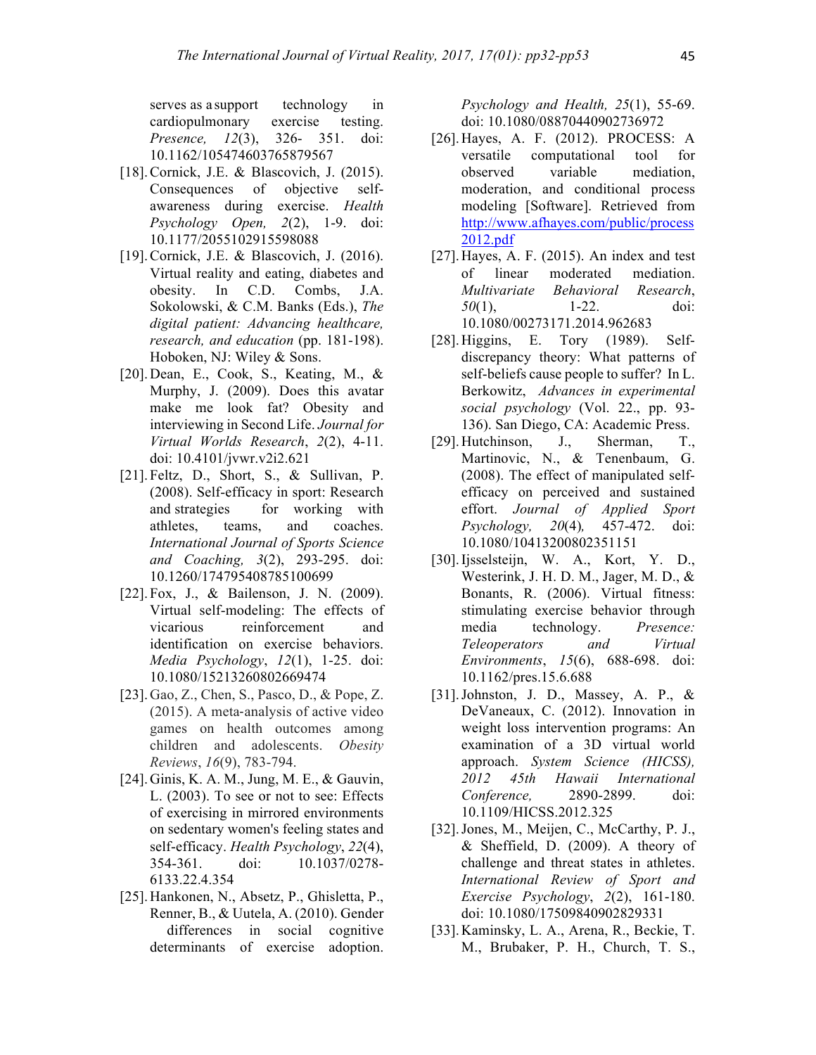serves as a support technology in cardiopulmonary exercise testing. *Presence, 12*(3), 326- 351. doi: 10.1162/105474603765879567

[18]. Cornick, J.E. & Blascovich, J. (2015). Consequences of objective self-awareness during exercise. *Health Psychology Open, 2*(2), 1-9. doi: 10.1177/2055102915598088

[19]. Cornick, J.E. & Blascovich, J. (2016). Virtual reality and eating, diabetes and obesity. In C.D. Combs, J.A. Sokolowski, & C.M. Banks (Eds.), *The digital patient: Advancing healthcare, research, and education* (pp. 181-198). Hoboken, NJ: Wiley & Sons.

[20]. Dean, E., Cook, S., Keating, M., & Murphy, J. (2009). Does this avatar make me look fat? Obesity and interviewing in Second Life. *Journal for Virtual Worlds Research*, *2*(2), 4-11. doi: 10.4101/jvwr.v2i2.621

[21]. Feltz, D., Short, S., & Sullivan, P. (2008). Self-efficacy in sport: Research and strategies for working with athletes, teams, and coaches. *International Journal of Sports Science and Coaching, 3*(2), 293-295. doi: 10.1260/174795408785100699

[22]. Fox, J., & Bailenson, J. N. (2009). Virtual self-modeling: The effects of vicarious reinforcement and identification on exercise behaviors. *Media Psychology*, *12*(1), 1-25. doi: 10.1080/15213260802669474

[23]. Gao, Z., Chen, S., Pasco, D., & Pope, Z. (2015). A meta-analysis of active video games on health outcomes among children and adolescents. *Obesity Reviews*, *16*(9), 783-794.

[24]. Ginis, K. A. M., Jung, M. E., & Gauvin, L. (2003). To see or not to see: Effects of exercising in mirrored environments on sedentary women's feeling states and self-efficacy. *Health Psychology*, *22*(4), 354-361. doi: 10.1037/0278-6133.22.4.354

[25]. Hankonen, N., Absetz, P., Ghisletta, P., Renner, B., & Uutela, A. (2010). Gender differences in social cognitive determinants of exercise adoption. *Psychology and Health, 25*(1), 55-69. doi: 10.1080/08870440902736972

[26]. Hayes, A. F. (2012). PROCESS: A versatile computational tool for observed variable mediation, moderation, and conditional process modeling [Software]. Retrieved from http://www.afhayes.com/public/process2012.pdf

[27]. Hayes, A. F. (2015). An index and test of linear moderated mediation. *Multivariate Behavioral Research*, *50*(1), 1-22. doi: 10.1080/00273171.2014.962683

[28]. Higgins, E. Tory (1989). Self-discrepancy theory: What patterns of self-beliefs cause people to suffer? In L. Berkowitz, *Advances in experimental social psychology* (Vol. 22., pp. 93-136). San Diego, CA: Academic Press.

[29]. Hutchinson, J., Sherman, T., Martinovic, N., & Tenenbaum, G. (2008). The effect of manipulated self-efficacy on perceived and sustained effort. *Journal of Applied Sport Psychology, 20*(4)*,* 457-472. doi: 10.1080/10413200802351151

[30]. Ijsselsteijn, W. A., Kort, Y. D., Westerink, J. H. D. M., Jager, M. D., & Bonants, R. (2006). Virtual fitness: stimulating exercise behavior through media technology. *Presence: Teleoperators and Virtual Environments*, *15*(6), 688-698. doi: 10.1162/pres.15.6.688

[31]. Johnston, J. D., Massey, A. P., & DeVaneaux, C. (2012). Innovation in weight loss intervention programs: An examination of a 3D virtual world approach. *System Science (HICSS), 2012 45th Hawaii International Conference,* 2890-2899. doi: 10.1109/HICSS.2012.325

[32]. Jones, M., Meijen, C., McCarthy, P. J., & Sheffield, D. (2009). A theory of challenge and threat states in athletes. *International Review of Sport and Exercise Psychology*, *2*(2), 161-180. doi: 10.1080/17509840902829331

[33]. Kaminsky, L. A., Arena, R., Beckie, T. M., Brubaker, P. H., Church, T. S.,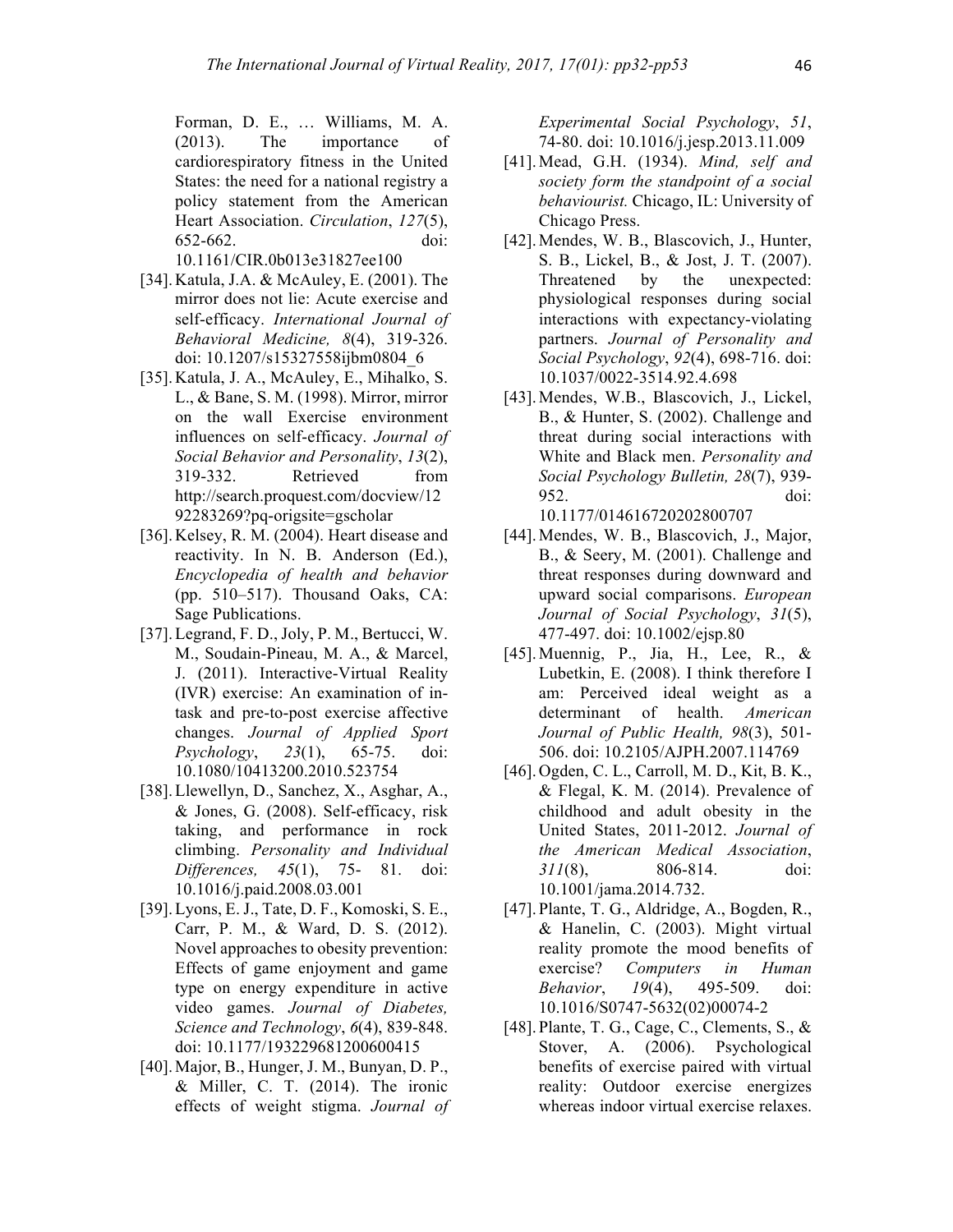Forman, D. E., … Williams, M. A. (2013). The importance of cardiorespiratory fitness in the United States: the need for a national registry a policy statement from the American Heart Association. *Circulation*, *127*(5), 652-662. doi: 10.1161/CIR.0b013e31827ee100

[34]. Katula, J.A. & McAuley, E. (2001). The mirror does not lie: Acute exercise and self-efficacy. *International Journal of Behavioral Medicine, 8*(4), 319-326. doi: 10.1207/s15327558ijbm0804_6

[35]. Katula, J. A., McAuley, E., Mihalko, S. L., & Bane, S. M. (1998). Mirror, mirror on the wall Exercise environment influences on self-efficacy. *Journal of Social Behavior and Personality*, *13*(2), 319-332. Retrieved from http://search.proquest.com/docview/1292283269?pq-origsite=gscholar

[36]. Kelsey, R. M. (2004). Heart disease and reactivity. In N. B. Anderson (Ed.), *Encyclopedia of health and behavior* (pp. 510–517). Thousand Oaks, CA: Sage Publications.

[37]. Legrand, F. D., Joly, P. M., Bertucci, W. M., Soudain-Pineau, M. A., & Marcel, J. (2011). Interactive-Virtual Reality (IVR) exercise: An examination of in-task and pre-to-post exercise affective changes. *Journal of Applied Sport Psychology*, *23*(1), 65-75. doi: 10.1080/10413200.2010.523754

[38]. Llewellyn, D., Sanchez, X., Asghar, A., & Jones, G. (2008). Self-efficacy, risk taking, and performance in rock climbing. *Personality and Individual Differences, 45*(1), 75- 81. doi: 10.1016/j.paid.2008.03.001

[39]. Lyons, E. J., Tate, D. F., Komoski, S. E., Carr, P. M., & Ward, D. S. (2012). Novel approaches to obesity prevention: Effects of game enjoyment and game type on energy expenditure in active video games. *Journal of Diabetes, Science and Technology*, *6*(4), 839-848. doi: 10.1177/193229681200600415

[40]. Major, B., Hunger, J. M., Bunyan, D. P., & Miller, C. T. (2014). The ironic effects of weight stigma. *Journal of Experimental Social Psychology*, *51*, 74-80. doi: 10.1016/j.jesp.2013.11.009

[41]. Mead, G.H. (1934). *Mind, self and society form the standpoint of a social behaviourist.* Chicago, IL: University of Chicago Press.

[42]. Mendes, W. B., Blascovich, J., Hunter, S. B., Lickel, B., & Jost, J. T. (2007). Threatened by the unexpected: physiological responses during social interactions with expectancy-violating partners. *Journal of Personality and Social Psychology*, *92*(4), 698-716. doi: 10.1037/0022-3514.92.4.698

[43]. Mendes, W.B., Blascovich, J., Lickel, B., & Hunter, S. (2002). Challenge and threat during social interactions with White and Black men. *Personality and Social Psychology Bulletin, 28*(7), 939-952. doi: 10.1177/014616720202800707

[44]. Mendes, W. B., Blascovich, J., Major, B., & Seery, M. (2001). Challenge and threat responses during downward and upward social comparisons. *European Journal of Social Psychology*, *31*(5), 477-497. doi: 10.1002/ejsp.80

[45]. Muennig, P., Jia, H., Lee, R., & Lubetkin, E. (2008). I think therefore I am: Perceived ideal weight as a determinant of health. *American Journal of Public Health, 98*(3), 501-506. doi: 10.2105/AJPH.2007.114769

[46]. Ogden, C. L., Carroll, M. D., Kit, B. K., & Flegal, K. M. (2014). Prevalence of childhood and adult obesity in the United States, 2011-2012. *Journal of the American Medical Association*, *311*(8), 806-814. doi: 10.1001/jama.2014.732.

[47]. Plante, T. G., Aldridge, A., Bogden, R., & Hanelin, C. (2003). Might virtual reality promote the mood benefits of exercise? *Computers in Human Behavior*, *19*(4), 495-509. doi: 10.1016/S0747-5632(02)00074-2

[48]. Plante, T. G., Cage, C., Clements, S., & Stover, A. (2006). Psychological benefits of exercise paired with virtual reality: Outdoor exercise energizes whereas indoor virtual exercise relaxes.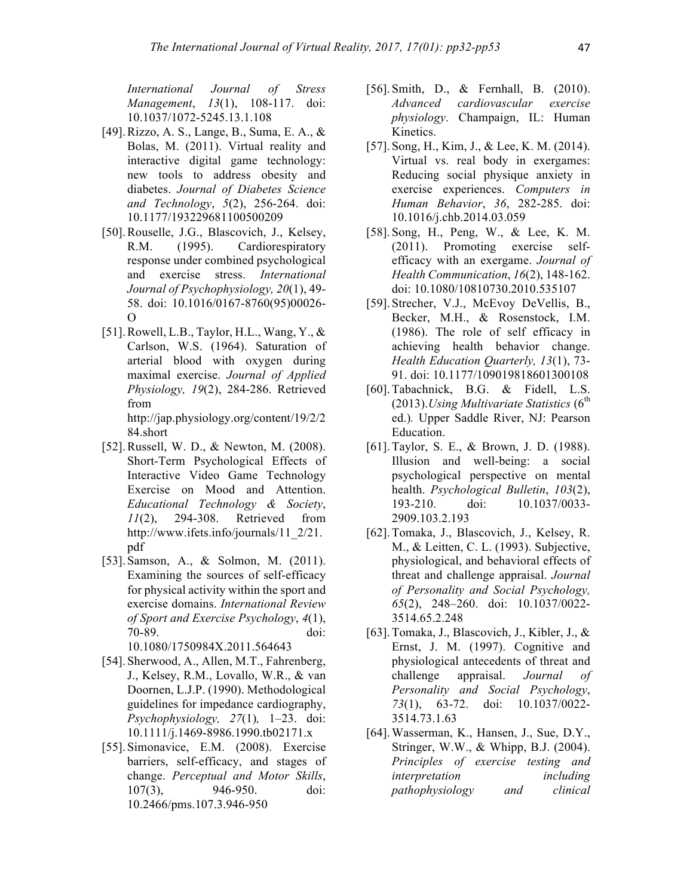*International Journal of Stress Management*, *13*(1), 108-117. doi: 10.1037/1072-5245.13.1.108

[49]. Rizzo, A. S., Lange, B., Suma, E. A., & Bolas, M. (2011). Virtual reality and interactive digital game technology: new tools to address obesity and diabetes. *Journal of Diabetes Science and Technology*, *5*(2), 256-264. doi: 10.1177/193229681100500209

[50]. Rouselle, J.G., Blascovich, J., Kelsey, R.M. (1995). Cardiorespiratory response under combined psychological and exercise stress. *International Journal of Psychophysiology, 20*(1), 49-58. doi: 10.1016/0167-8760(95)00026-O

[51]. Rowell, L.B., Taylor, H.L., Wang, Y., & Carlson, W.S. (1964). Saturation of arterial blood with oxygen during maximal exercise. *Journal of Applied Physiology, 19*(2), 284-286. Retrieved from http://jap.physiology.org/content/19/2/284.short

[52]. Russell, W. D., & Newton, M. (2008). Short-Term Psychological Effects of Interactive Video Game Technology Exercise on Mood and Attention. *Educational Technology & Society*, *11*(2), 294-308. Retrieved from http://www.ifets.info/journals/11_2/21.pdf

[53]. Samson, A., & Solmon, M. (2011). Examining the sources of self-efficacy for physical activity within the sport and exercise domains. *International Review of Sport and Exercise Psychology*, *4*(1), 70-89. doi: 10.1080/1750984X.2011.564643

[54]. Sherwood, A., Allen, M.T., Fahrenberg, J., Kelsey, R.M., Lovallo, W.R., & van Doornen, L.J.P. (1990). Methodological guidelines for impedance cardiography, *Psychophysiology, 27*(1), 1–23. doi: 10.1111/j.1469-8986.1990.tb02171.x

[55]. Simonavice, E.M. (2008). Exercise barriers, self-efficacy, and stages of change. *Perceptual and Motor Skills*, 107(3), 946-950. doi: 10.2466/pms.107.3.946-950

[56]. Smith, D., & Fernhall, B. (2010). *Advanced cardiovascular exercise physiology*. Champaign, IL: Human Kinetics.

[57]. Song, H., Kim, J., & Lee, K. M. (2014). Virtual vs. real body in exergames: Reducing social physique anxiety in exercise experiences. *Computers in Human Behavior*, *36*, 282-285. doi: 10.1016/j.chb.2014.03.059

[58]. Song, H., Peng, W., & Lee, K. M. (2011). Promoting exercise self-efficacy with an exergame. *Journal of Health Communication*, *16*(2), 148-162. doi: 10.1080/10810730.2010.535107

[59]. Strecher, V.J., McEvoy DeVellis, B., Becker, M.H., & Rosenstock, I.M. (1986). The role of self efficacy in achieving health behavior change. *Health Education Quarterly, 13*(1), 73-91. doi: 10.1177/109019818601300108

[60]. Tabachnick, B.G. & Fidell, L.S. (2013).*Using Multivariate Statistics* (6th ed.). Upper Saddle River, NJ: Pearson Education.

[61]. Taylor, S. E., & Brown, J. D. (1988). Illusion and well-being: a social psychological perspective on mental health. *Psychological Bulletin*, *103*(2), 193-210. doi: 10.1037/0033-2909.103.2.193

[62]. Tomaka, J., Blascovich, J., Kelsey, R. M., & Leitten, C. L. (1993). Subjective, physiological, and behavioral effects of threat and challenge appraisal. *Journal of Personality and Social Psychology, 65*(2), 248–260. doi: 10.1037/0022-3514.65.2.248

[63]. Tomaka, J., Blascovich, J., Kibler, J., & Ernst, J. M. (1997). Cognitive and physiological antecedents of threat and challenge appraisal. *Journal of Personality and Social Psychology*, *73*(1), 63-72. doi: 10.1037/0022-3514.73.1.63

[64]. Wasserman, K., Hansen, J., Sue, D.Y., Stringer, W.W., & Whipp, B.J. (2004). *Principles of exercise testing and interpretation including pathophysiology and clinical*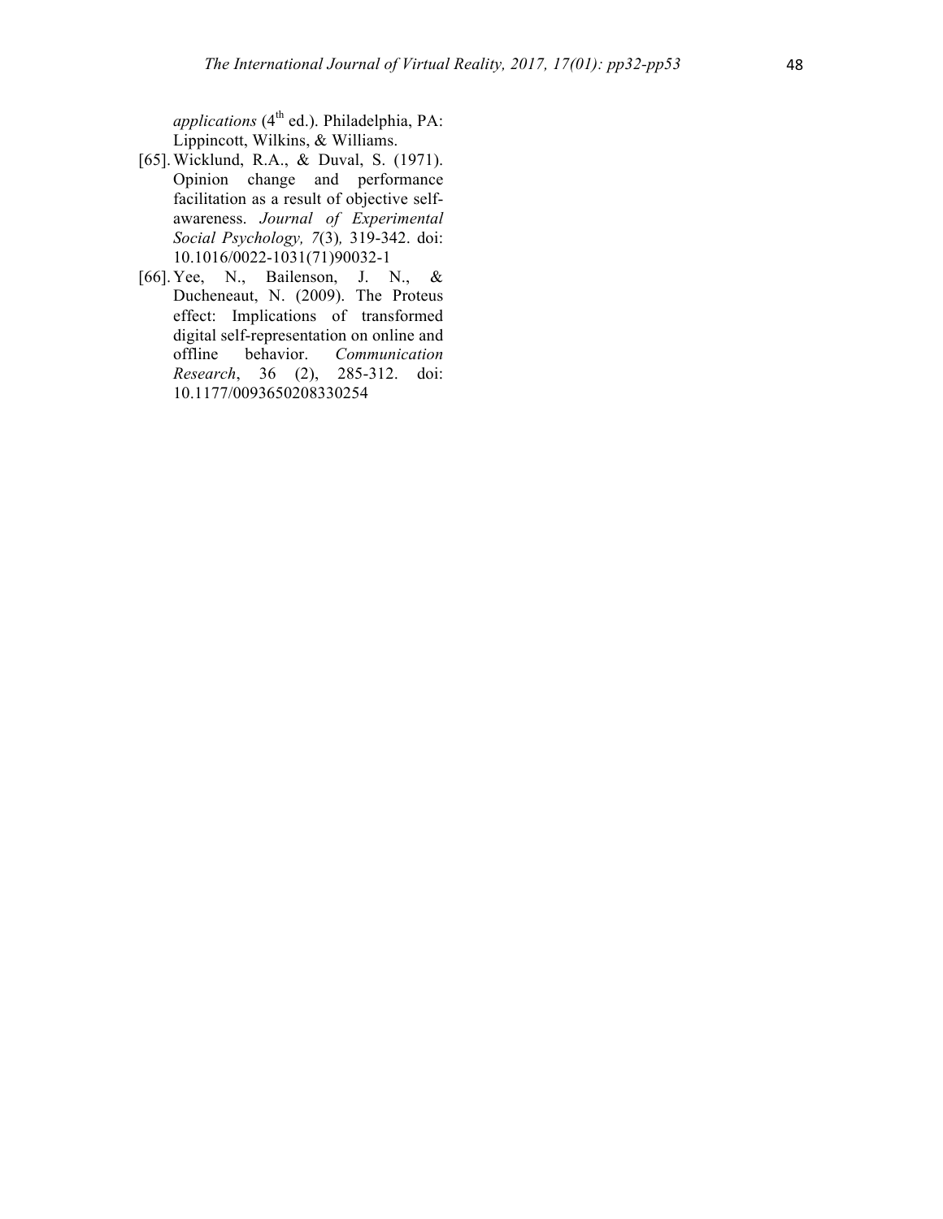*applications* (4th ed.). Philadelphia, PA: Lippincott, Wilkins, & Williams.

[65]. Wicklund, R.A., & Duval, S. (1971). Opinion change and performance facilitation as a result of objective self-awareness. *Journal of Experimental Social Psychology, 7*(3)*,* 319-342. doi: 10.1016/0022-1031(71)90032-1

[66]. Yee, N., Bailenson, J. N., & Ducheneaut, N. (2009). The Proteus effect: Implications of transformed digital self-representation on online and offline behavior. *Communication Research*, 36 (2), 285-312. doi: 10.1177/0093650208330254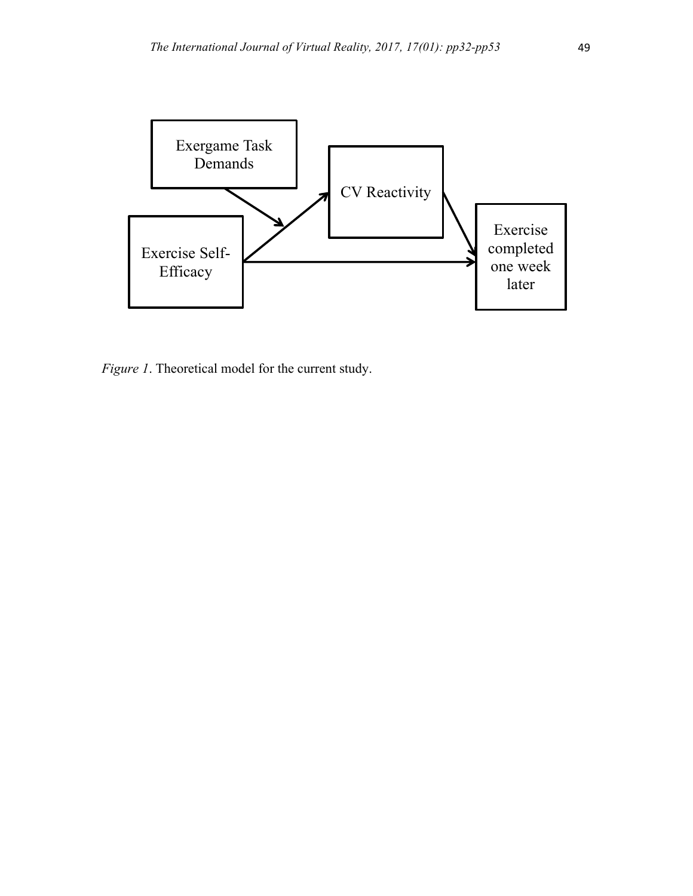Exergame Task Demands

CV Reactivity

Exercise Self-Efficacy

Exercise completed one week later

*Figure 1*. Theoretical model for the current study.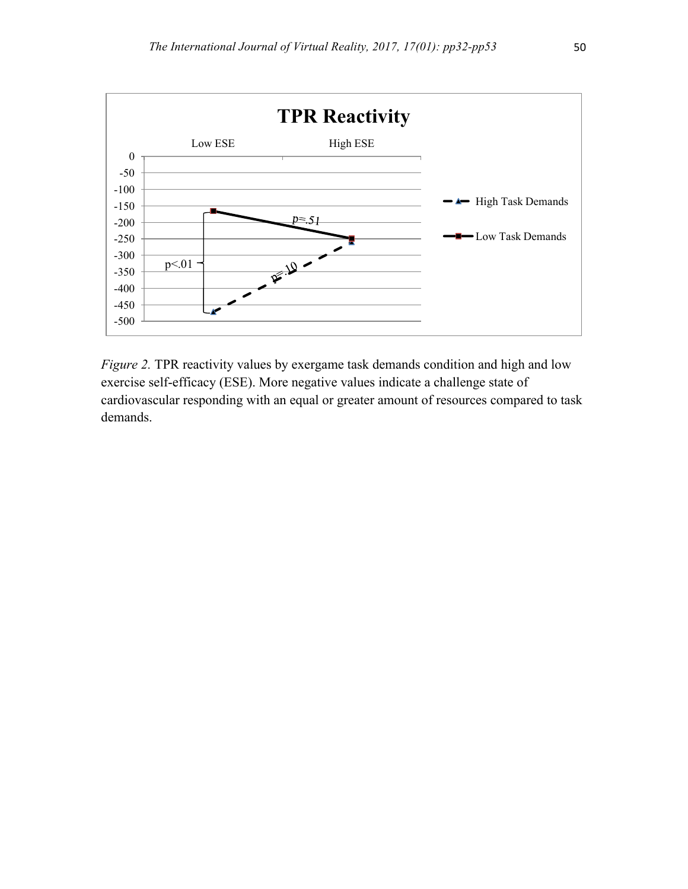*Figure 2.* TPR reactivity values by exergame task demands condition and high and low exercise self-efficacy (ESE). More negative values indicate a challenge state of cardiovascular responding with an equal or greater amount of resources compared to task demands.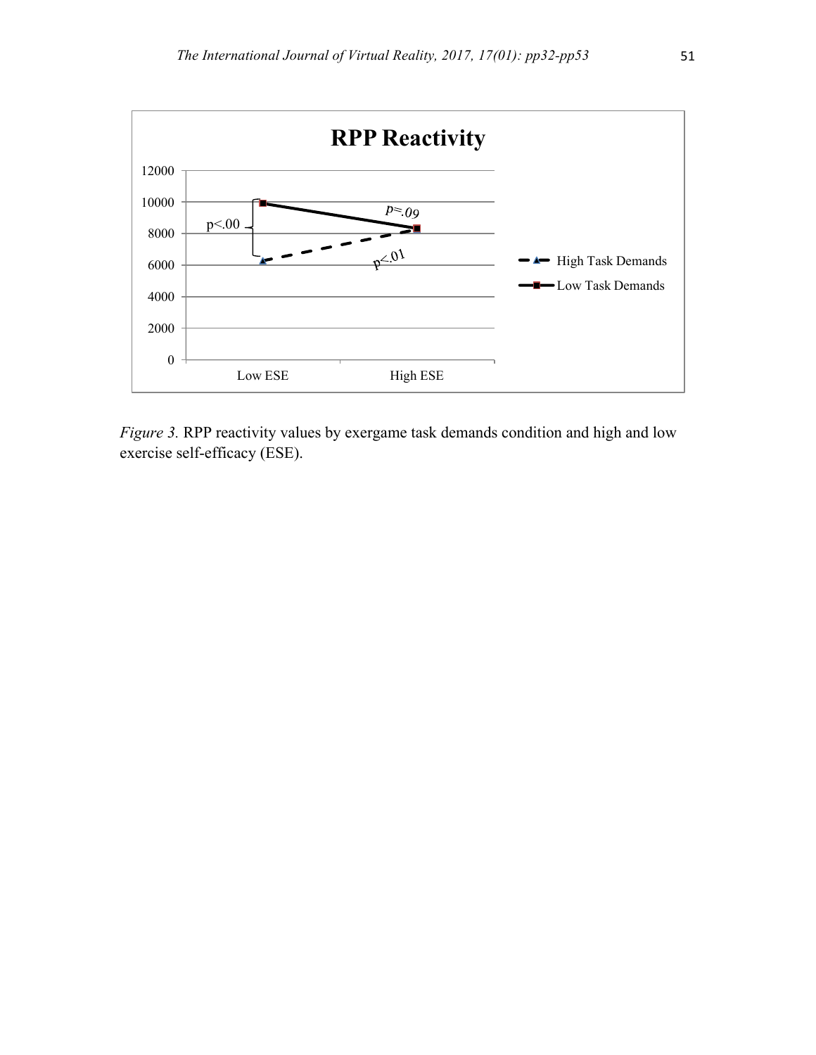*Figure 3.* RPP reactivity values by exergame task demands condition and high and low exercise self-efficacy (ESE).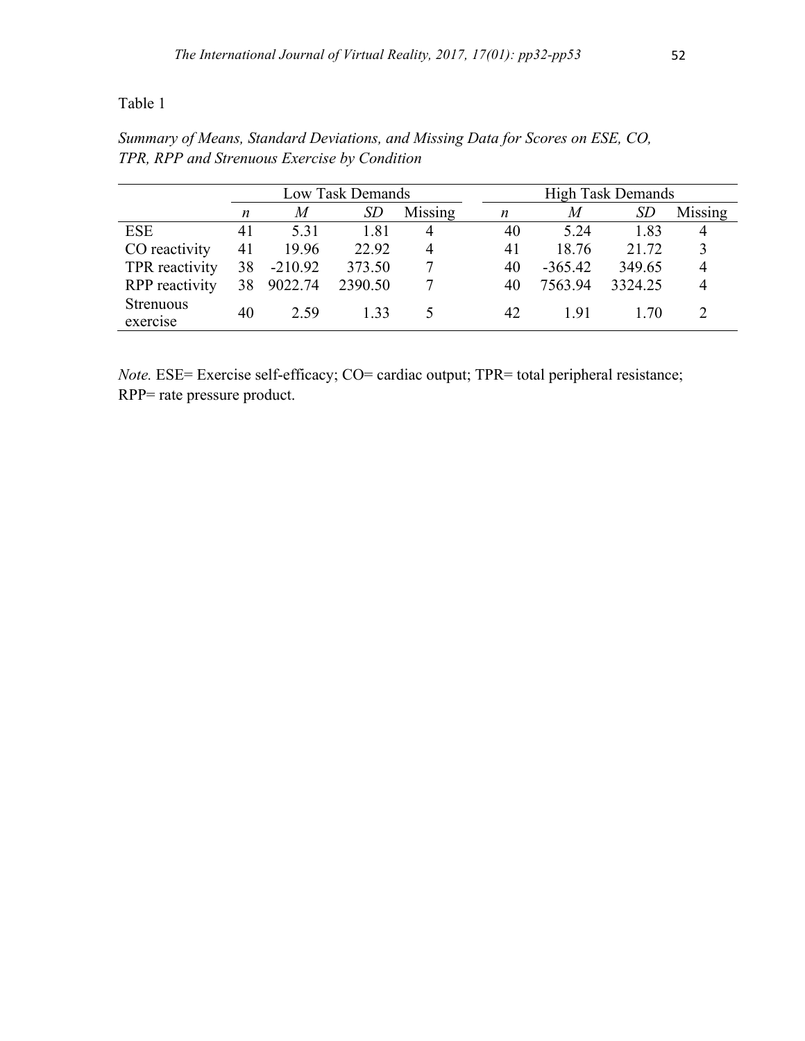Table 1

*Summary of Means, Standard Deviations, and Missing Data for Scores on ESE, CO, TPR, RPP and Strenuous Exercise by Condition*

| | Low Task Demands | | | | High Task Demands | | | |
|---|---|---|---|---|---|---|---|---|
| | *n* | *M* | *SD* | Missing | *n* | *M* | *SD* | Missing |
| ESE | 41 | 5.31 | 1.81 | 4 | 40 | 5.24 | 1.83 | 4 |
| CO reactivity | 41 | 19.96 | 22.92 | 4 | 41 | 18.76 | 21.72 | 3 |
| TPR reactivity | 38 | -210.92 | 373.50 | 7 | 40 | -365.42 | 349.65 | 4 |
| RPP reactivity | 38 | 9022.74 | 2390.50 | 7 | 40 | 7563.94 | 3324.25 | 4 |
| Strenuous exercise | 40 | 2.59 | 1.33 | 5 | 42 | 1.91 | 1.70 | 2 |

*Note.* ESE= Exercise self-efficacy; CO= cardiac output; TPR= total peripheral resistance; RPP= rate pressure product.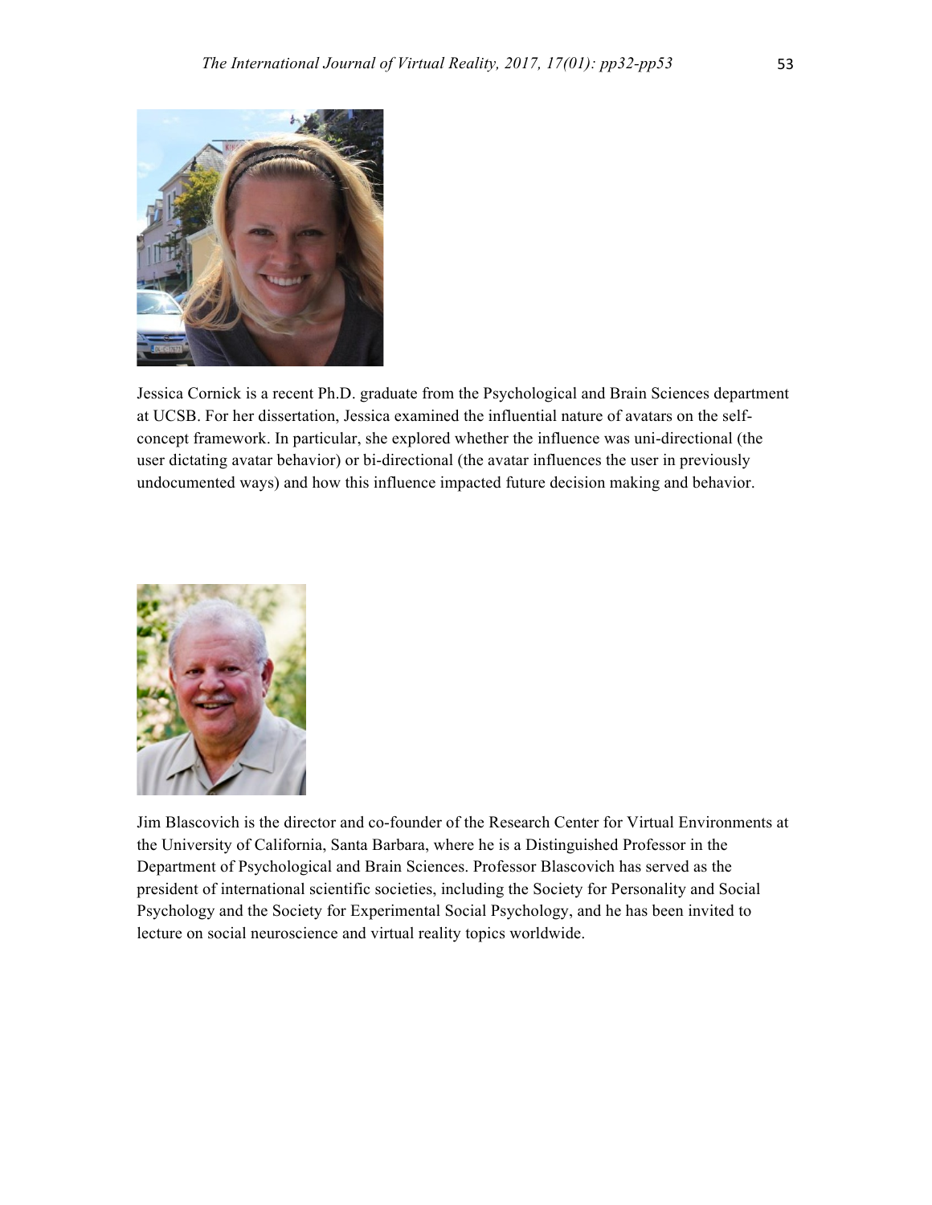Jessica Cornick is a recent Ph.D. graduate from the Psychological and Brain Sciences department at UCSB. For her dissertation, Jessica examined the influential nature of avatars on the self-concept framework. In particular, she explored whether the influence was uni-directional (the user dictating avatar behavior) or bi-directional (the avatar influences the user in previously undocumented ways) and how this influence impacted future decision making and behavior.

Jim Blascovich is the director and co-founder of the Research Center for Virtual Environments at the University of California, Santa Barbara, where he is a Distinguished Professor in the Department of Psychological and Brain Sciences. Professor Blascovich has served as the president of international scientific societies, including the Society for Personality and Social Psychology and the Society for Experimental Social Psychology, and he has been invited to lecture on social neuroscience and virtual reality topics worldwide.